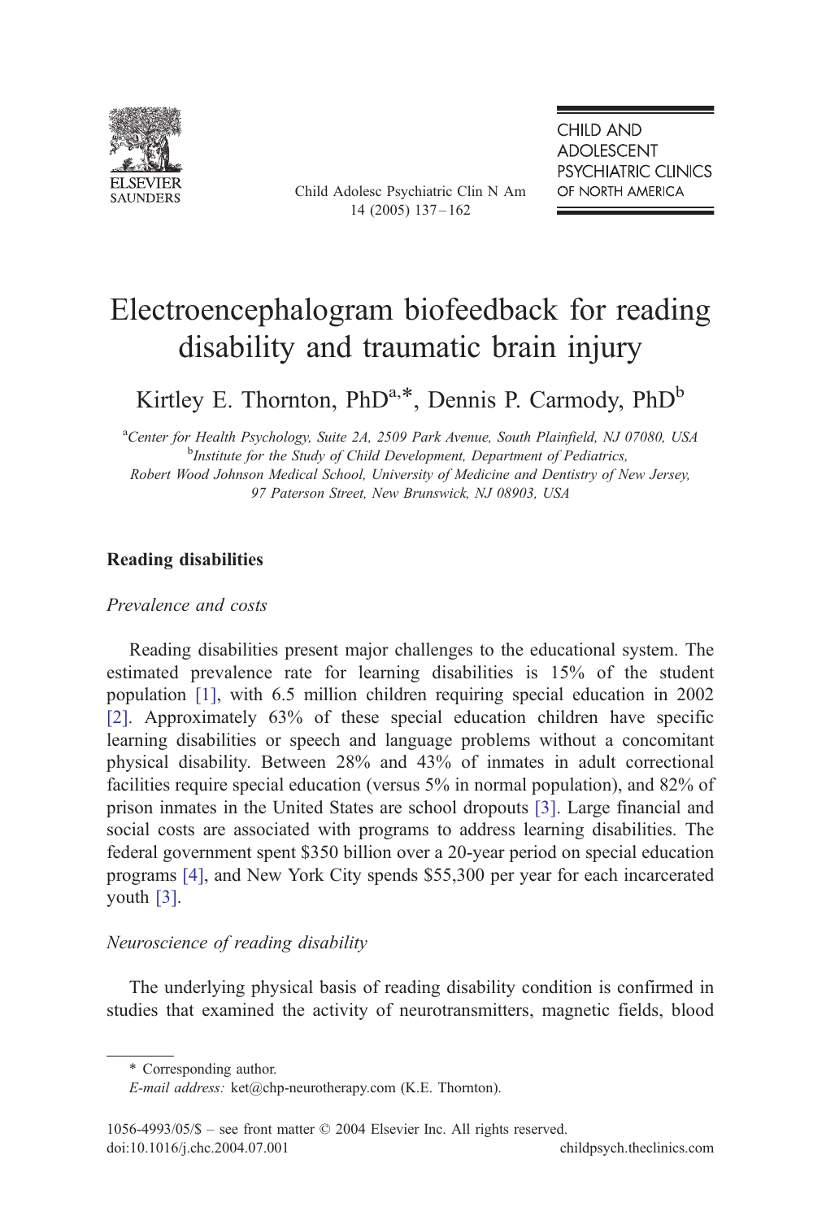# Electroencephalogram biofeedback for reading disability and traumatic brain injury

Kirtley E. Thornton, PhD[a,*], Dennis P. Carmody, PhD[b]

[a]*Center for Health Psychology, Suite 2A, 2509 Park Avenue, South Plainfield, NJ 07080, USA*

[b]*Institute for the Study of Child Development, Department of Pediatrics, Robert Wood Johnson Medical School, University of Medicine and Dentistry of New Jersey, 97 Paterson Street, New Brunswick, NJ 08903, USA*

## Reading disabilities

### *Prevalence and costs*

Reading disabilities present major challenges to the educational system. The estimated prevalence rate for learning disabilities is 15% of the student population [1], with 6.5 million children requiring special education in 2002 [2]. Approximately 63% of these special education children have specific learning disabilities or speech and language problems without a concomitant physical disability. Between 28% and 43% of inmates in adult correctional facilities require special education (versus 5% in normal population), and 82% of prison inmates in the United States are school dropouts [3]. Large financial and social costs are associated with programs to address learning disabilities. The federal government spent $350 billion over a 20-year period on special education programs [4], and New York City spends $55,300 per year for each incarcerated youth [3].

### *Neuroscience of reading disability*

The underlying physical basis of reading disability condition is confirmed in studies that examined the activity of neurotransmitters, magnetic fields, blood

\* Corresponding author.

*E-mail address:* ket@chp-neurotherapy.com (K.E. Thornton).

1056-4993/05/$ – see front matter © 2004 Elsevier Inc. All rights reserved.
doi:10.1016/j.chc.2004.07.001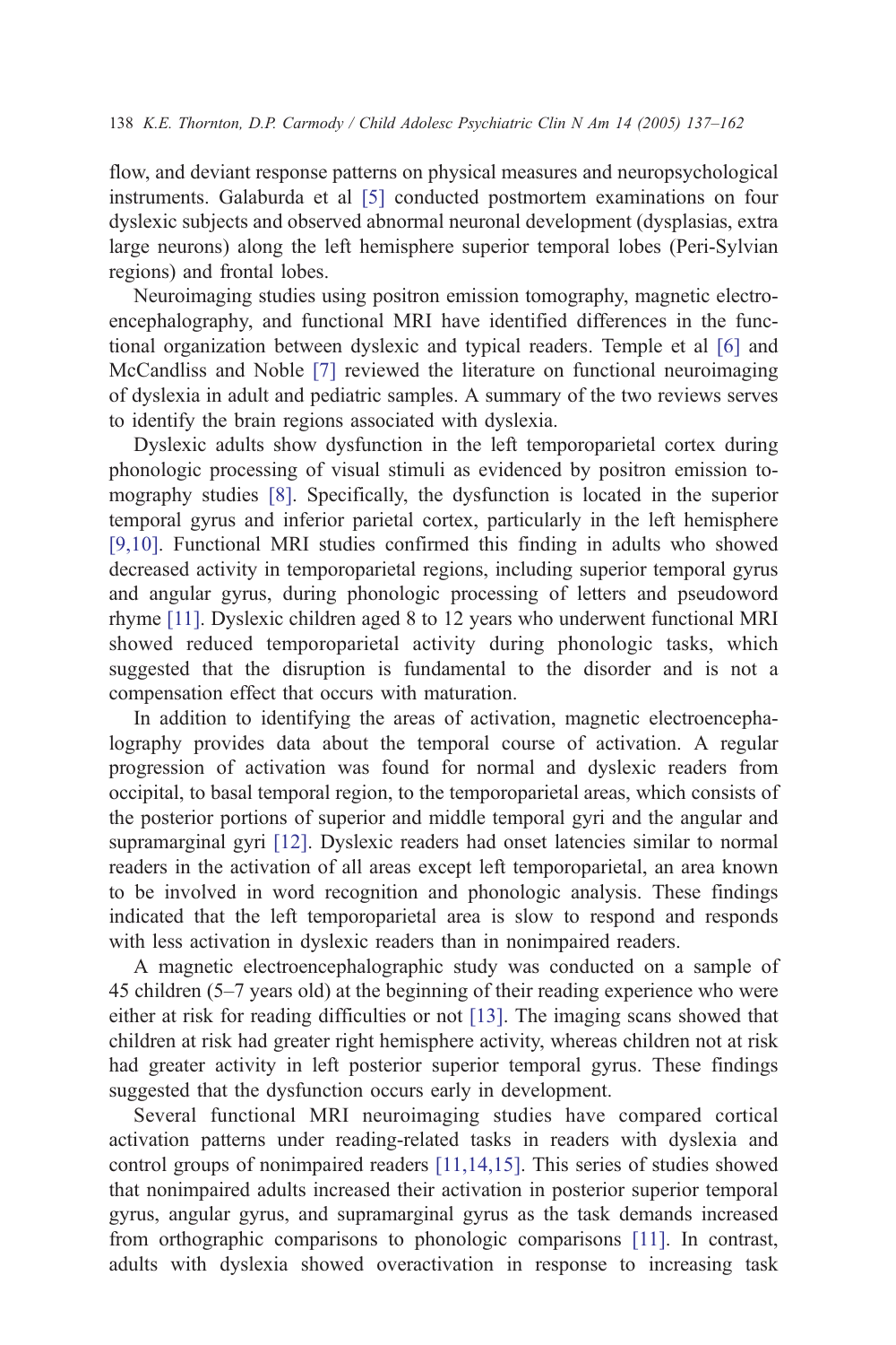flow, and deviant response patterns on physical measures and neuropsychological instruments. Galaburda et al [5] conducted postmortem examinations on four dyslexic subjects and observed abnormal neuronal development (dysplasias, extra large neurons) along the left hemisphere superior temporal lobes (Peri-Sylvian regions) and frontal lobes.

Neuroimaging studies using positron emission tomography, magnetic electroencephalography, and functional MRI have identified differences in the functional organization between dyslexic and typical readers. Temple et al [6] and McCandliss and Noble [7] reviewed the literature on functional neuroimaging of dyslexia in adult and pediatric samples. A summary of the two reviews serves to identify the brain regions associated with dyslexia.

Dyslexic adults show dysfunction in the left temporoparietal cortex during phonologic processing of visual stimuli as evidenced by positron emission tomography studies [8]. Specifically, the dysfunction is located in the superior temporal gyrus and inferior parietal cortex, particularly in the left hemisphere [9,10]. Functional MRI studies confirmed this finding in adults who showed decreased activity in temporoparietal regions, including superior temporal gyrus and angular gyrus, during phonologic processing of letters and pseudoword rhyme [11]. Dyslexic children aged 8 to 12 years who underwent functional MRI showed reduced temporoparietal activity during phonologic tasks, which suggested that the disruption is fundamental to the disorder and is not a compensation effect that occurs with maturation.

In addition to identifying the areas of activation, magnetic electroencephalography provides data about the temporal course of activation. A regular progression of activation was found for normal and dyslexic readers from occipital, to basal temporal region, to the temporoparietal areas, which consists of the posterior portions of superior and middle temporal gyri and the angular and supramarginal gyri [12]. Dyslexic readers had onset latencies similar to normal readers in the activation of all areas except left temporoparietal, an area known to be involved in word recognition and phonologic analysis. These findings indicated that the left temporoparietal area is slow to respond and responds with less activation in dyslexic readers than in nonimpaired readers.

A magnetic electroencephalographic study was conducted on a sample of 45 children (5–7 years old) at the beginning of their reading experience who were either at risk for reading difficulties or not [13]. The imaging scans showed that children at risk had greater right hemisphere activity, whereas children not at risk had greater activity in left posterior superior temporal gyrus. These findings suggested that the dysfunction occurs early in development.

Several functional MRI neuroimaging studies have compared cortical activation patterns under reading-related tasks in readers with dyslexia and control groups of nonimpaired readers [11,14,15]. This series of studies showed that nonimpaired adults increased their activation in posterior superior temporal gyrus, angular gyrus, and supramarginal gyrus as the task demands increased from orthographic comparisons to phonologic comparisons [11]. In contrast, adults with dyslexia showed overactivation in response to increasing task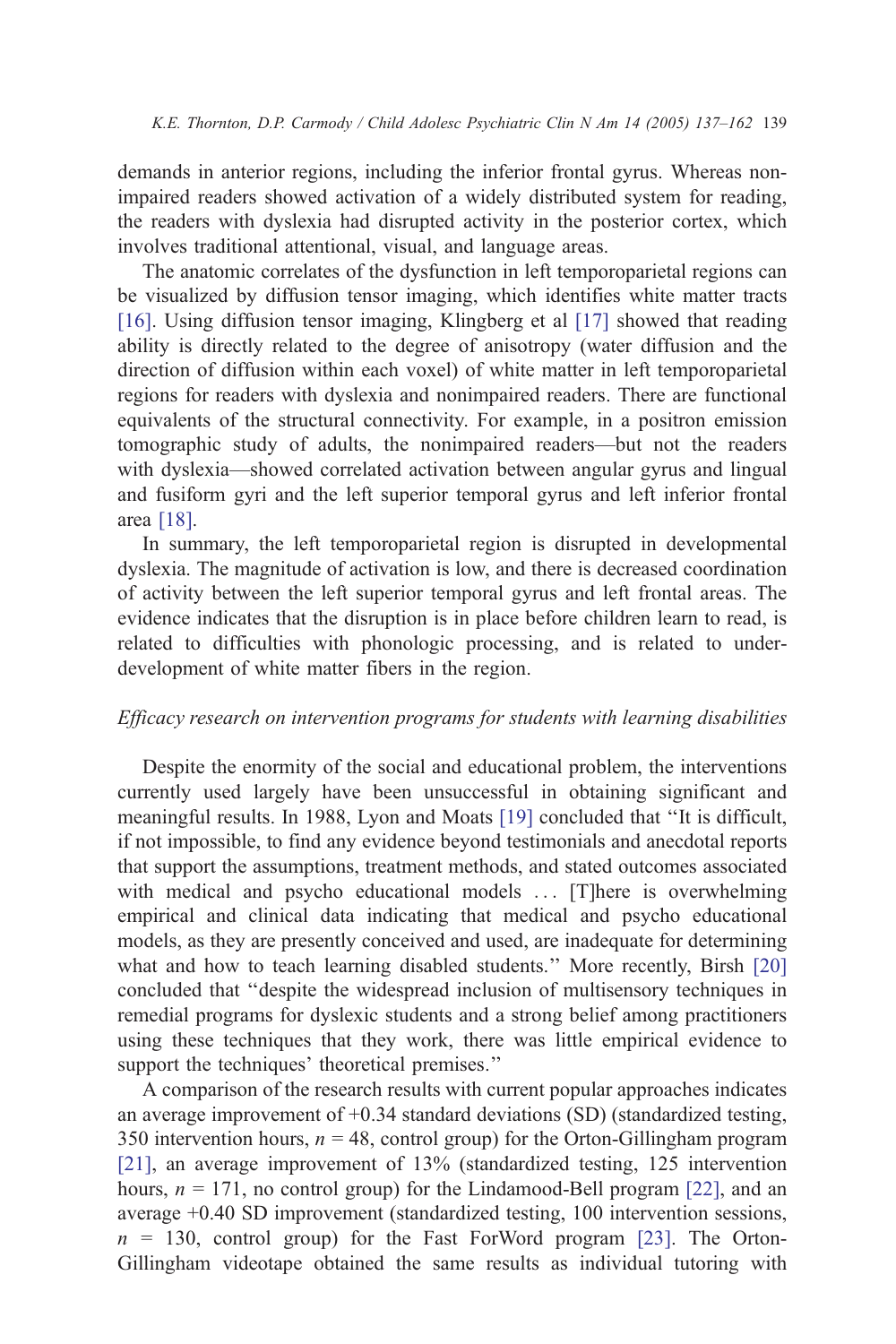demands in anterior regions, including the inferior frontal gyrus. Whereas nonimpaired readers showed activation of a widely distributed system for reading, the readers with dyslexia had disrupted activity in the posterior cortex, which involves traditional attentional, visual, and language areas.

The anatomic correlates of the dysfunction in left temporoparietal regions can be visualized by diffusion tensor imaging, which identifies white matter tracts [16]. Using diffusion tensor imaging, Klingberg et al [17] showed that reading ability is directly related to the degree of anisotropy (water diffusion and the direction of diffusion within each voxel) of white matter in left temporoparietal regions for readers with dyslexia and nonimpaired readers. There are functional equivalents of the structural connectivity. For example, in a positron emission tomographic study of adults, the nonimpaired readers—but not the readers with dyslexia—showed correlated activation between angular gyrus and lingual and fusiform gyri and the left superior temporal gyrus and left inferior frontal area [18].

In summary, the left temporoparietal region is disrupted in developmental dyslexia. The magnitude of activation is low, and there is decreased coordination of activity between the left superior temporal gyrus and left frontal areas. The evidence indicates that the disruption is in place before children learn to read, is related to difficulties with phonologic processing, and is related to underdevelopment of white matter fibers in the region.

### *Efficacy research on intervention programs for students with learning disabilities*

Despite the enormity of the social and educational problem, the interventions currently used largely have been unsuccessful in obtaining significant and meaningful results. In 1988, Lyon and Moats [19] concluded that "It is difficult, if not impossible, to find any evidence beyond testimonials and anecdotal reports that support the assumptions, treatment methods, and stated outcomes associated with medical and psycho educational models ... [T]here is overwhelming empirical and clinical data indicating that medical and psycho educational models, as they are presently conceived and used, are inadequate for determining what and how to teach learning disabled students." More recently, Birsh [20] concluded that "despite the widespread inclusion of multisensory techniques in remedial programs for dyslexic students and a strong belief among practitioners using these techniques that they work, there was little empirical evidence to support the techniques' theoretical premises."

A comparison of the research results with current popular approaches indicates an average improvement of +0.34 standard deviations (SD) (standardized testing, 350 intervention hours, $n = 48$, control group) for the Orton-Gillingham program [21], an average improvement of 13% (standardized testing, 125 intervention hours, $n = 171$, no control group) for the Lindamood-Bell program [22], and an average +0.40 SD improvement (standardized testing, 100 intervention sessions, $n = 130$, control group) for the Fast ForWord program [23]. The Orton-Gillingham videotape obtained the same results as individual tutoring with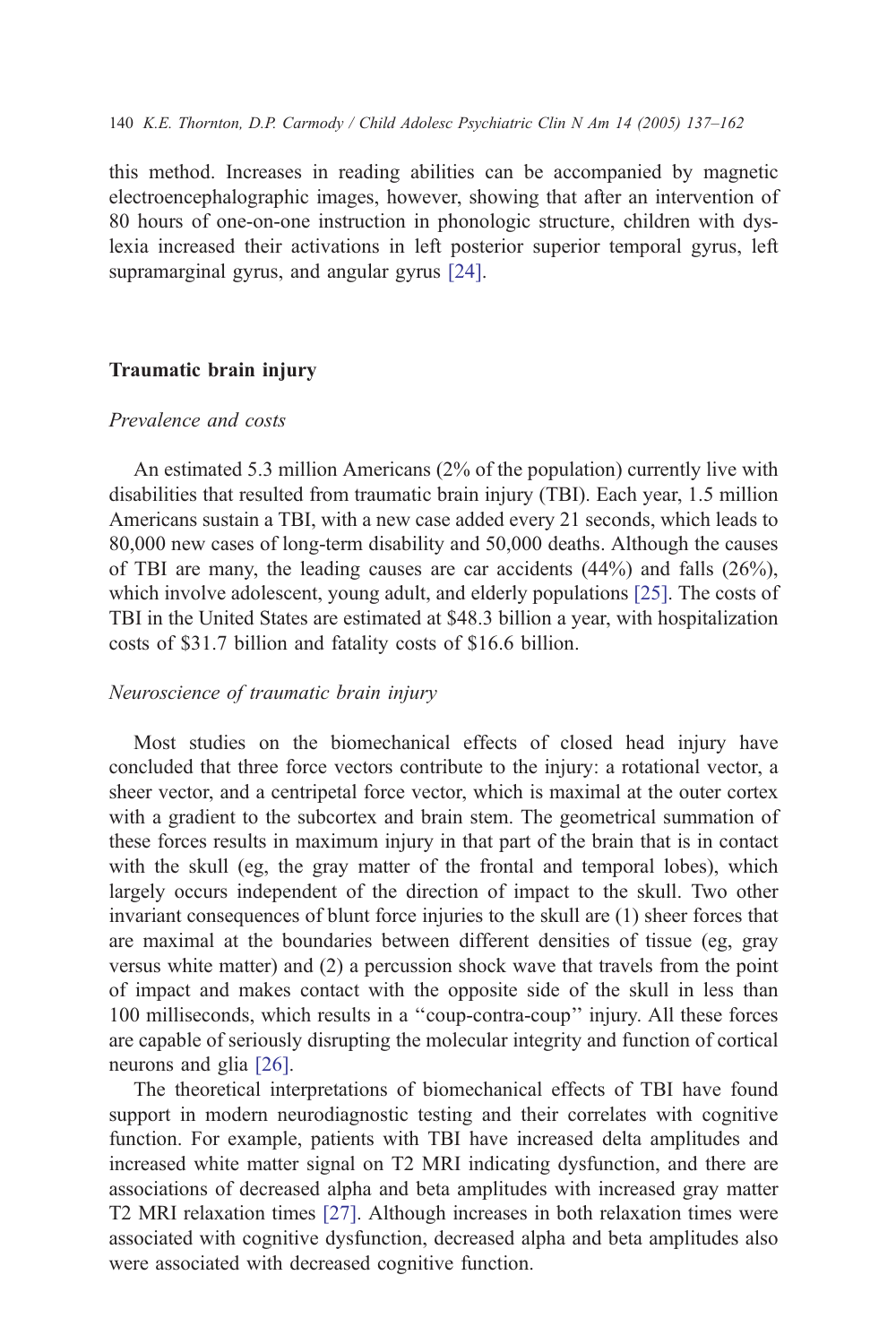this method. Increases in reading abilities can be accompanied by magnetic electroencephalographic images, however, showing that after an intervention of 80 hours of one-on-one instruction in phonologic structure, children with dyslexia increased their activations in left posterior superior temporal gyrus, left supramarginal gyrus, and angular gyrus [24].

## Traumatic brain injury

### *Prevalence and costs*

An estimated 5.3 million Americans (2% of the population) currently live with disabilities that resulted from traumatic brain injury (TBI). Each year, 1.5 million Americans sustain a TBI, with a new case added every 21 seconds, which leads to 80,000 new cases of long-term disability and 50,000 deaths. Although the causes of TBI are many, the leading causes are car accidents (44%) and falls (26%), which involve adolescent, young adult, and elderly populations [25]. The costs of TBI in the United States are estimated at $48.3 billion a year, with hospitalization costs of $31.7 billion and fatality costs of $16.6 billion.

### *Neuroscience of traumatic brain injury*

Most studies on the biomechanical effects of closed head injury have concluded that three force vectors contribute to the injury: a rotational vector, a sheer vector, and a centripetal force vector, which is maximal at the outer cortex with a gradient to the subcortex and brain stem. The geometrical summation of these forces results in maximum injury in that part of the brain that is in contact with the skull (eg, the gray matter of the frontal and temporal lobes), which largely occurs independent of the direction of impact to the skull. Two other invariant consequences of blunt force injuries to the skull are (1) sheer forces that are maximal at the boundaries between different densities of tissue (eg, gray versus white matter) and (2) a percussion shock wave that travels from the point of impact and makes contact with the opposite side of the skull in less than 100 milliseconds, which results in a ''coup-contra-coup'' injury. All these forces are capable of seriously disrupting the molecular integrity and function of cortical neurons and glia [26].

The theoretical interpretations of biomechanical effects of TBI have found support in modern neurodiagnostic testing and their correlates with cognitive function. For example, patients with TBI have increased delta amplitudes and increased white matter signal on T2 MRI indicating dysfunction, and there are associations of decreased alpha and beta amplitudes with increased gray matter T2 MRI relaxation times [27]. Although increases in both relaxation times were associated with cognitive dysfunction, decreased alpha and beta amplitudes also were associated with decreased cognitive function.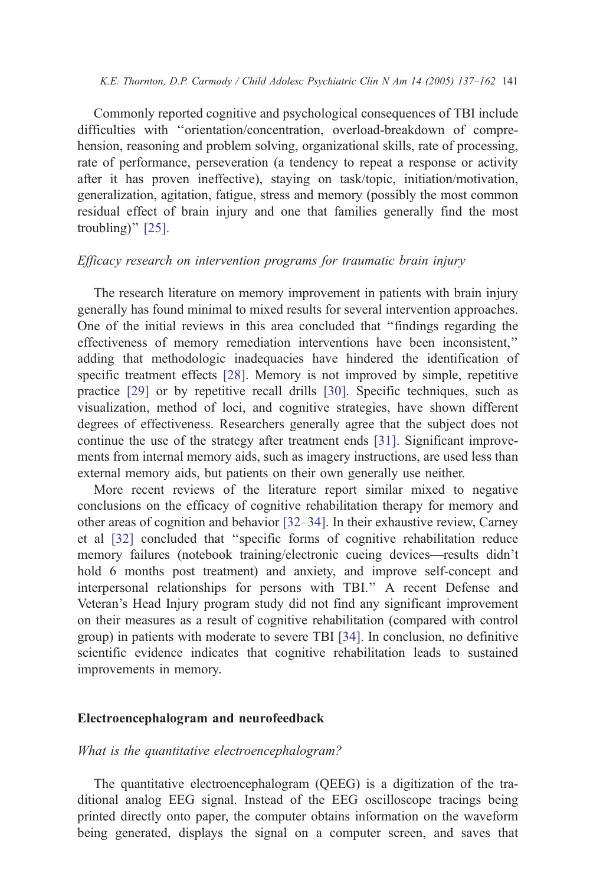Commonly reported cognitive and psychological consequences of TBI include difficulties with "orientation/concentration, overload-breakdown of comprehension, reasoning and problem solving, organizational skills, rate of processing, rate of performance, perseveration (a tendency to repeat a response or activity after it has proven ineffective), staying on task/topic, initiation/motivation, generalization, agitation, fatigue, stress and memory (possibly the most common residual effect of brain injury and one that families generally find the most troubling)" [25].

### *Efficacy research on intervention programs for traumatic brain injury*

The research literature on memory improvement in patients with brain injury generally has found minimal to mixed results for several intervention approaches. One of the initial reviews in this area concluded that "findings regarding the effectiveness of memory remediation interventions have been inconsistent," adding that methodologic inadequacies have hindered the identification of specific treatment effects [28]. Memory is not improved by simple, repetitive practice [29] or by repetitive recall drills [30]. Specific techniques, such as visualization, method of loci, and cognitive strategies, have shown different degrees of effectiveness. Researchers generally agree that the subject does not continue the use of the strategy after treatment ends [31]. Significant improvements from internal memory aids, such as imagery instructions, are used less than external memory aids, but patients on their own generally use neither.

More recent reviews of the literature report similar mixed to negative conclusions on the efficacy of cognitive rehabilitation therapy for memory and other areas of cognition and behavior [32–34]. In their exhaustive review, Carney et al [32] concluded that "specific forms of cognitive rehabilitation reduce memory failures (notebook training/electronic cueing devices—results didn't hold 6 months post treatment) and anxiety, and improve self-concept and interpersonal relationships for persons with TBI." A recent Defense and Veteran's Head Injury program study did not find any significant improvement on their measures as a result of cognitive rehabilitation (compared with control group) in patients with moderate to severe TBI [34]. In conclusion, no definitive scientific evidence indicates that cognitive rehabilitation leads to sustained improvements in memory.

## Electroencephalogram and neurofeedback

### *What is the quantitative electroencephalogram?*

The quantitative electroencephalogram (QEEG) is a digitization of the traditional analog EEG signal. Instead of the EEG oscilloscope tracings being printed directly onto paper, the computer obtains information on the waveform being generated, displays the signal on a computer screen, and saves that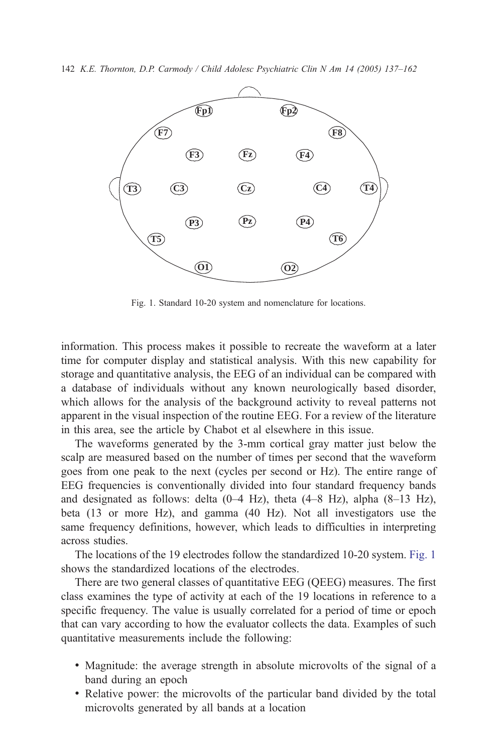Fig. 1. Standard 10-20 system and nomenclature for locations.

information. This process makes it possible to recreate the waveform at a later time for computer display and statistical analysis. With this new capability for storage and quantitative analysis, the EEG of an individual can be compared with a database of individuals without any known neurologically based disorder, which allows for the analysis of the background activity to reveal patterns not apparent in the visual inspection of the routine EEG. For a review of the literature in this area, see the article by Chabot et al elsewhere in this issue.

The waveforms generated by the 3-mm cortical gray matter just below the scalp are measured based on the number of times per second that the waveform goes from one peak to the next (cycles per second or Hz). The entire range of EEG frequencies is conventionally divided into four standard frequency bands and designated as follows: delta (0–4 Hz), theta (4–8 Hz), alpha (8–13 Hz), beta (13 or more Hz), and gamma (40 Hz). Not all investigators use the same frequency definitions, however, which leads to difficulties in interpreting across studies.

The locations of the 19 electrodes follow the standardized 10-20 system. Fig. 1 shows the standardized locations of the electrodes.

There are two general classes of quantitative EEG (QEEG) measures. The first class examines the type of activity at each of the 19 locations in reference to a specific frequency. The value is usually correlated for a period of time or epoch that can vary according to how the evaluator collects the data. Examples of such quantitative measurements include the following:

- Magnitude: the average strength in absolute microvolts of the signal of a band during an epoch
- Relative power: the microvolts of the particular band divided by the total microvolts generated by all bands at a location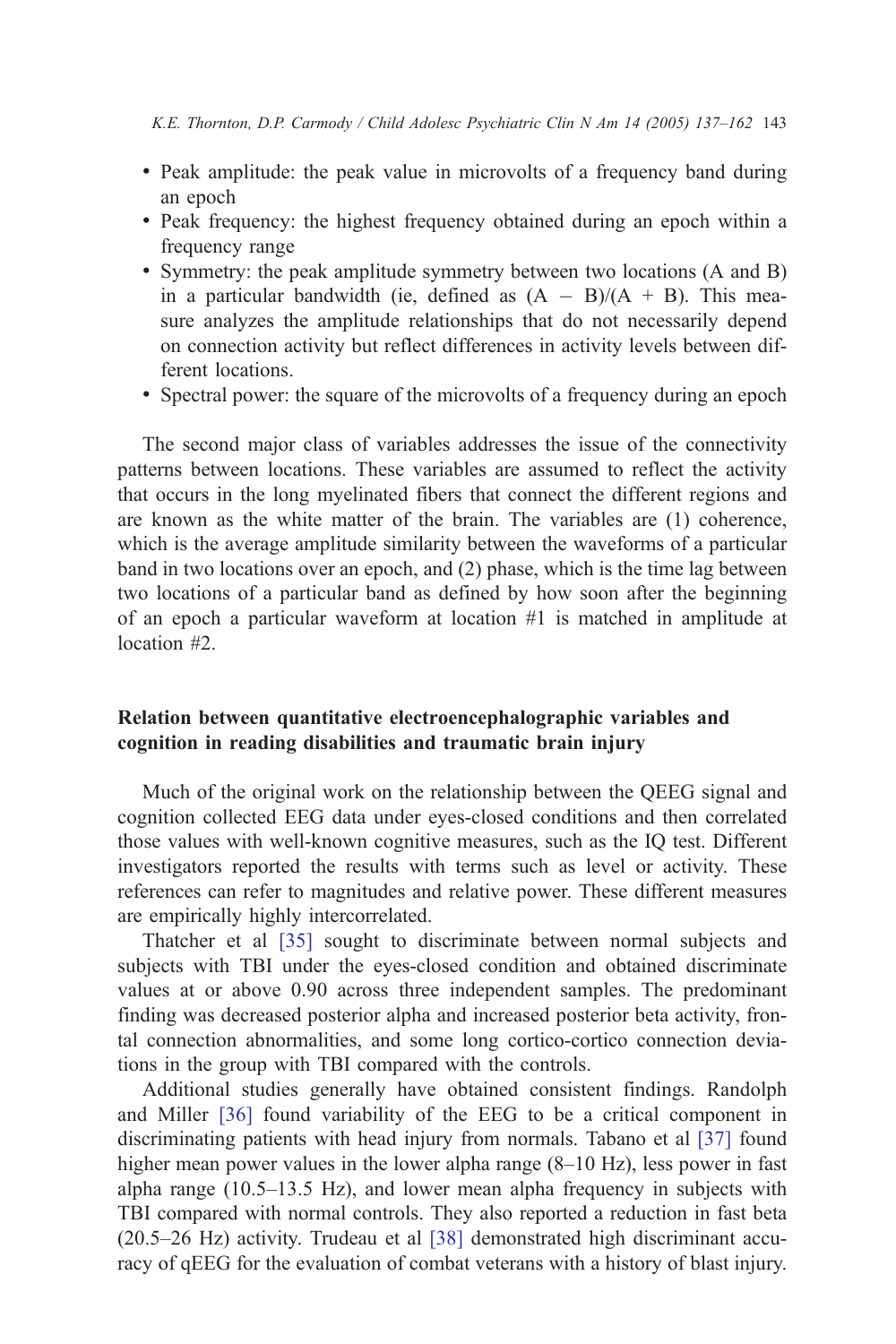- Peak amplitude: the peak value in microvolts of a frequency band during an epoch
- Peak frequency: the highest frequency obtained during an epoch within a frequency range
- Symmetry: the peak amplitude symmetry between two locations (A and B) in a particular bandwidth (ie, defined as $(A - B)/(A + B)$. This measure analyzes the amplitude relationships that do not necessarily depend on connection activity but reflect differences in activity levels between different locations.
- Spectral power: the square of the microvolts of a frequency during an epoch

The second major class of variables addresses the issue of the connectivity patterns between locations. These variables are assumed to reflect the activity that occurs in the long myelinated fibers that connect the different regions and are known as the white matter of the brain. The variables are (1) coherence, which is the average amplitude similarity between the waveforms of a particular band in two locations over an epoch, and (2) phase, which is the time lag between two locations of a particular band as defined by how soon after the beginning of an epoch a particular waveform at location #1 is matched in amplitude at location #2.

## Relation between quantitative electroencephalographic variables and cognition in reading disabilities and traumatic brain injury

Much of the original work on the relationship between the QEEG signal and cognition collected EEG data under eyes-closed conditions and then correlated those values with well-known cognitive measures, such as the IQ test. Different investigators reported the results with terms such as level or activity. These references can refer to magnitudes and relative power. These different measures are empirically highly intercorrelated.

Thatcher et al [35] sought to discriminate between normal subjects and subjects with TBI under the eyes-closed condition and obtained discriminate values at or above 0.90 across three independent samples. The predominant finding was decreased posterior alpha and increased posterior beta activity, frontal connection abnormalities, and some long cortico-cortico connection deviations in the group with TBI compared with the controls.

Additional studies generally have obtained consistent findings. Randolph and Miller [36] found variability of the EEG to be a critical component in discriminating patients with head injury from normals. Tabano et al [37] found higher mean power values in the lower alpha range (8–10 Hz), less power in fast alpha range (10.5–13.5 Hz), and lower mean alpha frequency in subjects with TBI compared with normal controls. They also reported a reduction in fast beta (20.5–26 Hz) activity. Trudeau et al [38] demonstrated high discriminant accuracy of qEEG for the evaluation of combat veterans with a history of blast injury.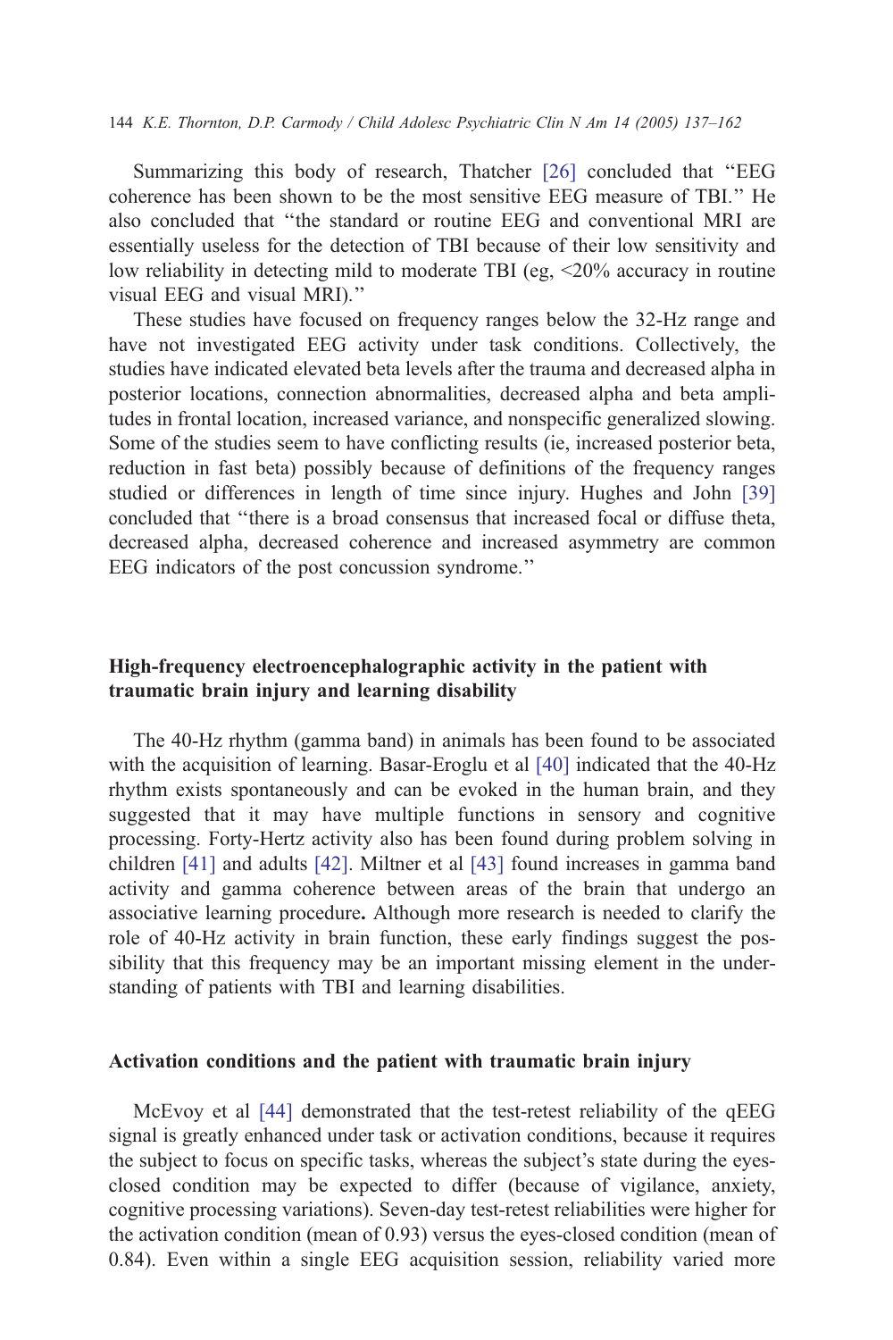Summarizing this body of research, Thatcher [26] concluded that "EEG coherence has been shown to be the most sensitive EEG measure of TBI." He also concluded that "the standard or routine EEG and conventional MRI are essentially useless for the detection of TBI because of their low sensitivity and low reliability in detecting mild to moderate TBI (eg, <20% accuracy in routine visual EEG and visual MRI)."

These studies have focused on frequency ranges below the 32-Hz range and have not investigated EEG activity under task conditions. Collectively, the studies have indicated elevated beta levels after the trauma and decreased alpha in posterior locations, connection abnormalities, decreased alpha and beta amplitudes in frontal location, increased variance, and nonspecific generalized slowing. Some of the studies seem to have conflicting results (ie, increased posterior beta, reduction in fast beta) possibly because of definitions of the frequency ranges studied or differences in length of time since injury. Hughes and John [39] concluded that "there is a broad consensus that increased focal or diffuse theta, decreased alpha, decreased coherence and increased asymmetry are common EEG indicators of the post concussion syndrome."

## High-frequency electroencephalographic activity in the patient with traumatic brain injury and learning disability

The 40-Hz rhythm (gamma band) in animals has been found to be associated with the acquisition of learning. Basar-Eroglu et al [40] indicated that the 40-Hz rhythm exists spontaneously and can be evoked in the human brain, and they suggested that it may have multiple functions in sensory and cognitive processing. Forty-Hertz activity also has been found during problem solving in children [41] and adults [42]. Miltner et al [43] found increases in gamma band activity and gamma coherence between areas of the brain that undergo an associative learning procedure**.** Although more research is needed to clarify the role of 40-Hz activity in brain function, these early findings suggest the possibility that this frequency may be an important missing element in the understanding of patients with TBI and learning disabilities.

## Activation conditions and the patient with traumatic brain injury

McEvoy et al [44] demonstrated that the test-retest reliability of the qEEG signal is greatly enhanced under task or activation conditions, because it requires the subject to focus on specific tasks, whereas the subject's state during the eyes-closed condition may be expected to differ (because of vigilance, anxiety, cognitive processing variations). Seven-day test-retest reliabilities were higher for the activation condition (mean of 0.93) versus the eyes-closed condition (mean of 0.84). Even within a single EEG acquisition session, reliability varied more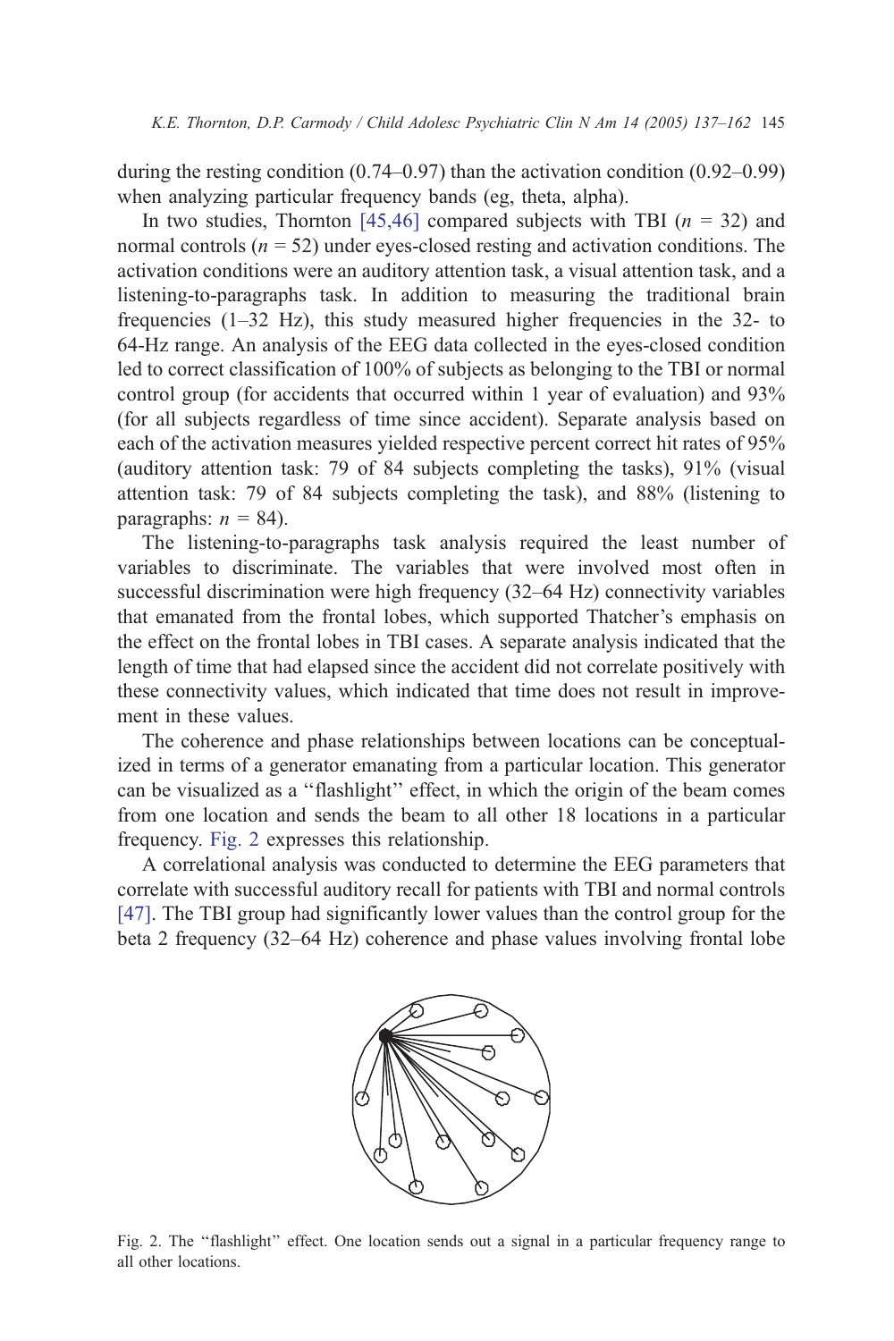during the resting condition (0.74–0.97) than the activation condition (0.92–0.99) when analyzing particular frequency bands (eg, theta, alpha).

In two studies, Thornton [45,46] compared subjects with TBI ($n$ = 32) and normal controls ($n$ = 52) under eyes-closed resting and activation conditions. The activation conditions were an auditory attention task, a visual attention task, and a listening-to-paragraphs task. In addition to measuring the traditional brain frequencies (1–32 Hz), this study measured higher frequencies in the 32- to 64-Hz range. An analysis of the EEG data collected in the eyes-closed condition led to correct classification of 100% of subjects as belonging to the TBI or normal control group (for accidents that occurred within 1 year of evaluation) and 93% (for all subjects regardless of time since accident). Separate analysis based on each of the activation measures yielded respective percent correct hit rates of 95% (auditory attention task: 79 of 84 subjects completing the tasks), 91% (visual attention task: 79 of 84 subjects completing the task), and 88% (listening to paragraphs: $n$ = 84).

The listening-to-paragraphs task analysis required the least number of variables to discriminate. The variables that were involved most often in successful discrimination were high frequency (32–64 Hz) connectivity variables that emanated from the frontal lobes, which supported Thatcher's emphasis on the effect on the frontal lobes in TBI cases. A separate analysis indicated that the length of time that had elapsed since the accident did not correlate positively with these connectivity values, which indicated that time does not result in improvement in these values.

The coherence and phase relationships between locations can be conceptualized in terms of a generator emanating from a particular location. This generator can be visualized as a ''flashlight'' effect, in which the origin of the beam comes from one location and sends the beam to all other 18 locations in a particular frequency. Fig. 2 expresses this relationship.

A correlational analysis was conducted to determine the EEG parameters that correlate with successful auditory recall for patients with TBI and normal controls [47]. The TBI group had significantly lower values than the control group for the beta 2 frequency (32–64 Hz) coherence and phase values involving frontal lobe

Fig. 2. The ''flashlight'' effect. One location sends out a signal in a particular frequency range to all other locations.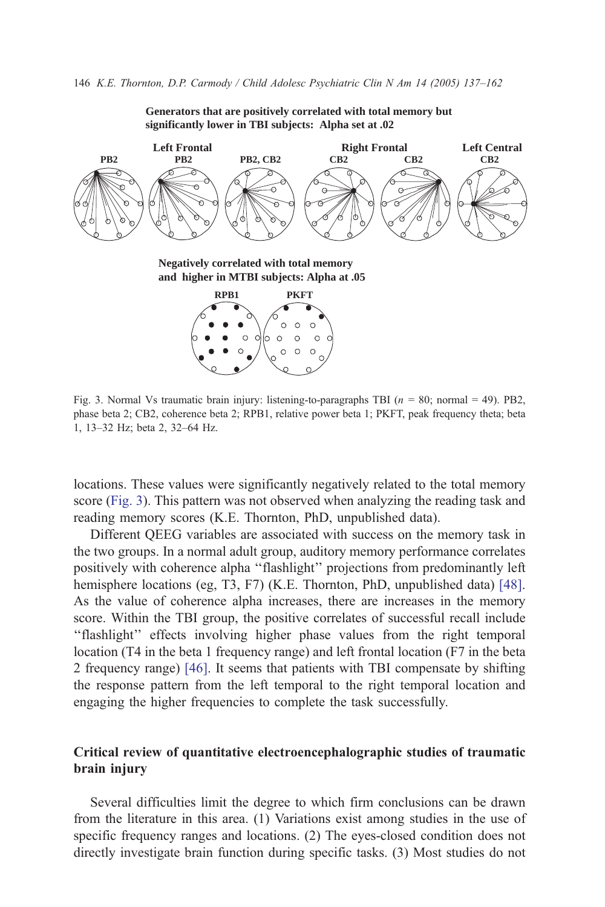**Generators that are positively correlated with total memory but significantly lower in TBI subjects: Alpha set at .02**

Left Frontal — PB2, PB2, PB2, CB2; Right Frontal — CB2, CB2; Left Central — CB2

**Negatively correlated with total memory and higher in MTBI subjects: Alpha at .05**

RPB1, PKFT

Fig. 3. Normal Vs traumatic brain injury: listening-to-paragraphs TBI ($n$ = 80; normal = 49). PB2, phase beta 2; CB2, coherence beta 2; RPB1, relative power beta 1; PKFT, peak frequency theta; beta 1, 13–32 Hz; beta 2, 32–64 Hz.

locations. These values were significantly negatively related to the total memory score (Fig. 3). This pattern was not observed when analyzing the reading task and reading memory scores (K.E. Thornton, PhD, unpublished data).

Different QEEG variables are associated with success on the memory task in the two groups. In a normal adult group, auditory memory performance correlates positively with coherence alpha "flashlight" projections from predominantly left hemisphere locations (eg, T3, F7) (K.E. Thornton, PhD, unpublished data) [48]. As the value of coherence alpha increases, there are increases in the memory score. Within the TBI group, the positive correlates of successful recall include "flashlight" effects involving higher phase values from the right temporal location (T4 in the beta 1 frequency range) and left frontal location (F7 in the beta 2 frequency range) [46]. It seems that patients with TBI compensate by shifting the response pattern from the left temporal to the right temporal location and engaging the higher frequencies to complete the task successfully.

## Critical review of quantitative electroencephalographic studies of traumatic brain injury

Several difficulties limit the degree to which firm conclusions can be drawn from the literature in this area. (1) Variations exist among studies in the use of specific frequency ranges and locations. (2) The eyes-closed condition does not directly investigate brain function during specific tasks. (3) Most studies do not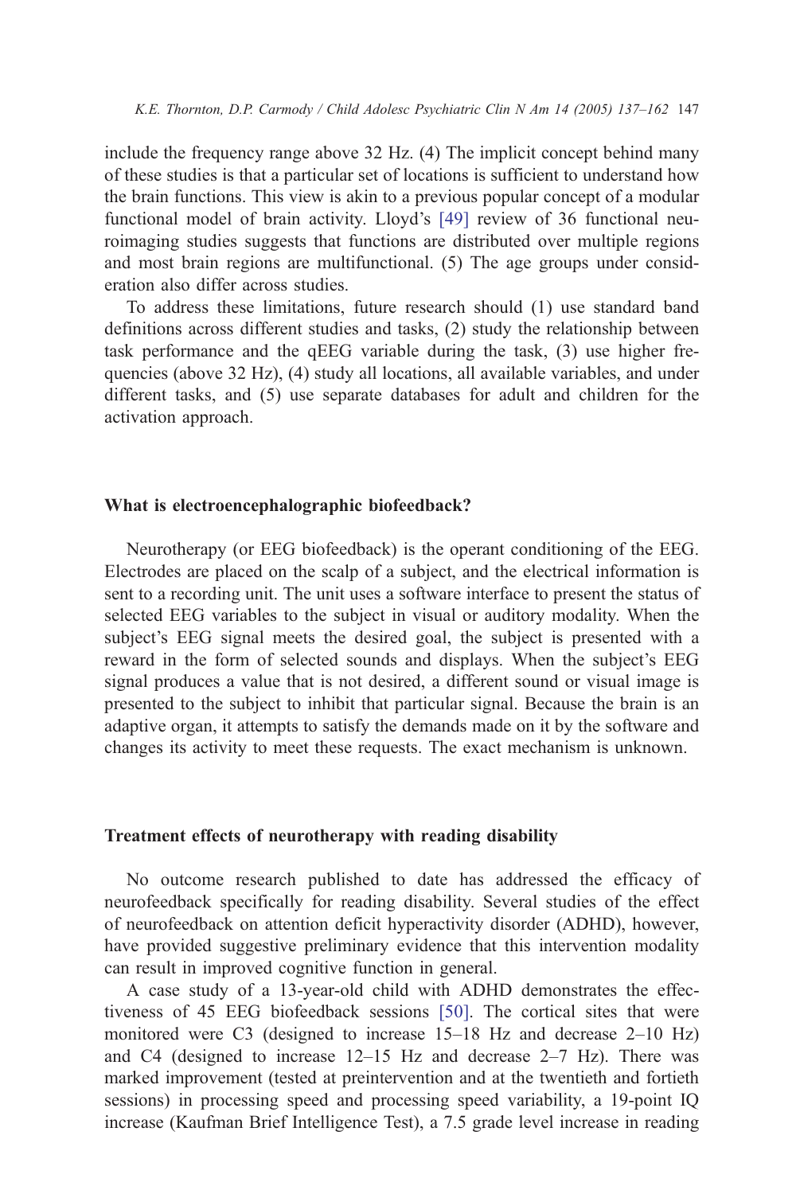include the frequency range above 32 Hz. (4) The implicit concept behind many of these studies is that a particular set of locations is sufficient to understand how the brain functions. This view is akin to a previous popular concept of a modular functional model of brain activity. Lloyd's [49] review of 36 functional neuroimaging studies suggests that functions are distributed over multiple regions and most brain regions are multifunctional. (5) The age groups under consideration also differ across studies.

To address these limitations, future research should (1) use standard band definitions across different studies and tasks, (2) study the relationship between task performance and the qEEG variable during the task, (3) use higher frequencies (above 32 Hz), (4) study all locations, all available variables, and under different tasks, and (5) use separate databases for adult and children for the activation approach.

## What is electroencephalographic biofeedback?

Neurotherapy (or EEG biofeedback) is the operant conditioning of the EEG. Electrodes are placed on the scalp of a subject, and the electrical information is sent to a recording unit. The unit uses a software interface to present the status of selected EEG variables to the subject in visual or auditory modality. When the subject's EEG signal meets the desired goal, the subject is presented with a reward in the form of selected sounds and displays. When the subject's EEG signal produces a value that is not desired, a different sound or visual image is presented to the subject to inhibit that particular signal. Because the brain is an adaptive organ, it attempts to satisfy the demands made on it by the software and changes its activity to meet these requests. The exact mechanism is unknown.

## Treatment effects of neurotherapy with reading disability

No outcome research published to date has addressed the efficacy of neurofeedback specifically for reading disability. Several studies of the effect of neurofeedback on attention deficit hyperactivity disorder (ADHD), however, have provided suggestive preliminary evidence that this intervention modality can result in improved cognitive function in general.

A case study of a 13-year-old child with ADHD demonstrates the effectiveness of 45 EEG biofeedback sessions [50]. The cortical sites that were monitored were C3 (designed to increase 15–18 Hz and decrease 2–10 Hz) and C4 (designed to increase 12–15 Hz and decrease 2–7 Hz). There was marked improvement (tested at preintervention and at the twentieth and fortieth sessions) in processing speed and processing speed variability, a 19-point IQ increase (Kaufman Brief Intelligence Test), a 7.5 grade level increase in reading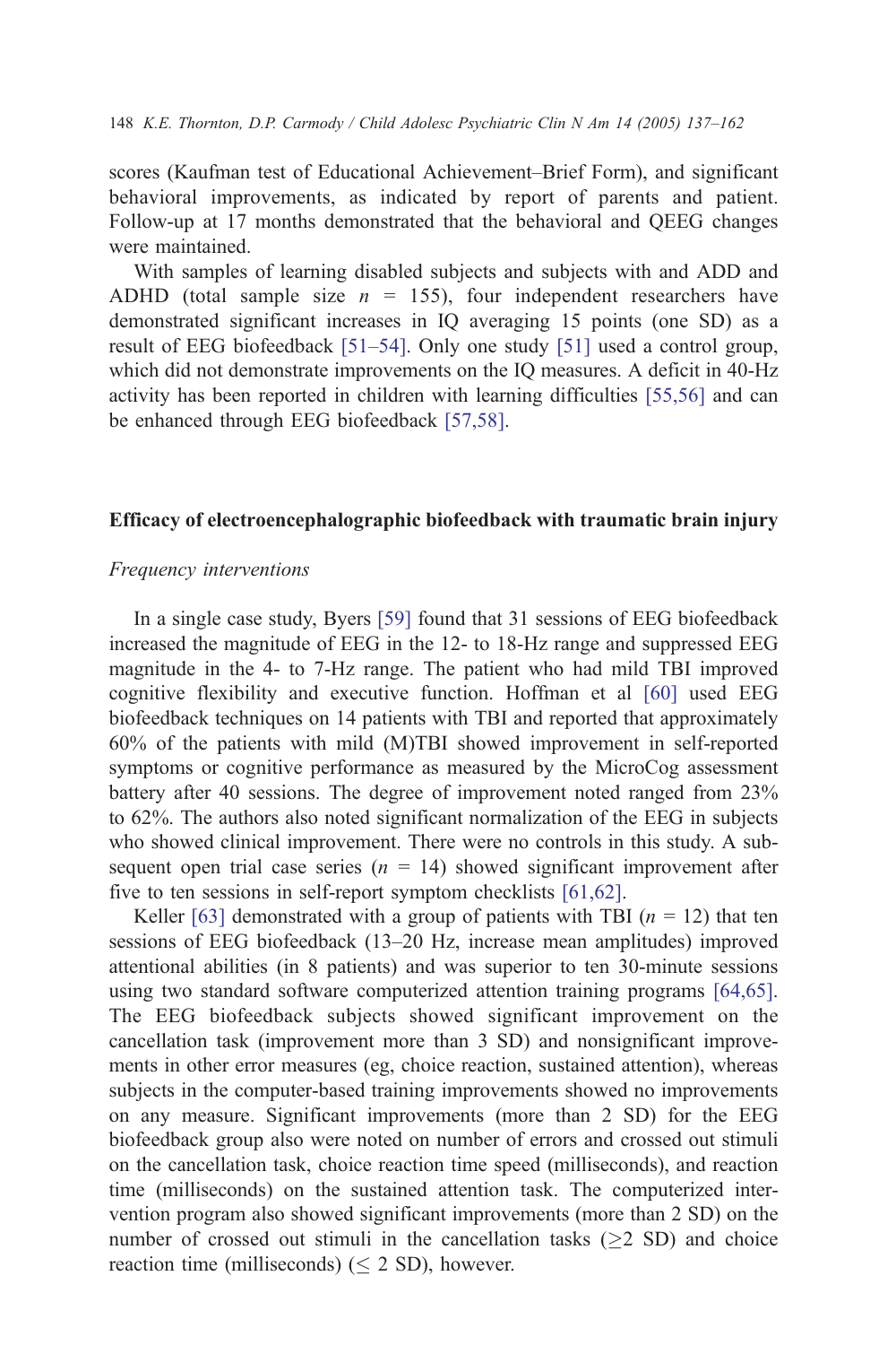scores (Kaufman test of Educational Achievement–Brief Form), and significant behavioral improvements, as indicated by report of parents and patient. Follow-up at 17 months demonstrated that the behavioral and QEEG changes were maintained.

With samples of learning disabled subjects and subjects with and ADD and ADHD (total sample size $n = 155$), four independent researchers have demonstrated significant increases in IQ averaging 15 points (one SD) as a result of EEG biofeedback [51–54]. Only one study [51] used a control group, which did not demonstrate improvements on the IQ measures. A deficit in 40-Hz activity has been reported in children with learning difficulties [55,56] and can be enhanced through EEG biofeedback [57,58].

## Efficacy of electroencephalographic biofeedback with traumatic brain injury

### *Frequency interventions*

In a single case study, Byers [59] found that 31 sessions of EEG biofeedback increased the magnitude of EEG in the 12- to 18-Hz range and suppressed EEG magnitude in the 4- to 7-Hz range. The patient who had mild TBI improved cognitive flexibility and executive function. Hoffman et al [60] used EEG biofeedback techniques on 14 patients with TBI and reported that approximately 60% of the patients with mild (M)TBI showed improvement in self-reported symptoms or cognitive performance as measured by the MicroCog assessment battery after 40 sessions. The degree of improvement noted ranged from 23% to 62%. The authors also noted significant normalization of the EEG in subjects who showed clinical improvement. There were no controls in this study. A subsequent open trial case series ($n = 14$) showed significant improvement after five to ten sessions in self-report symptom checklists [61,62].

Keller [63] demonstrated with a group of patients with TBI ($n = 12$) that ten sessions of EEG biofeedback (13–20 Hz, increase mean amplitudes) improved attentional abilities (in 8 patients) and was superior to ten 30-minute sessions using two standard software computerized attention training programs [64,65]. The EEG biofeedback subjects showed significant improvement on the cancellation task (improvement more than 3 SD) and nonsignificant improvements in other error measures (eg, choice reaction, sustained attention), whereas subjects in the computer-based training improvements showed no improvements on any measure. Significant improvements (more than 2 SD) for the EEG biofeedback group also were noted on number of errors and crossed out stimuli on the cancellation task, choice reaction time speed (milliseconds), and reaction time (milliseconds) on the sustained attention task. The computerized intervention program also showed significant improvements (more than 2 SD) on the number of crossed out stimuli in the cancellation tasks ($\geq$2 SD) and choice reaction time (milliseconds) ($\leq$ 2 SD), however.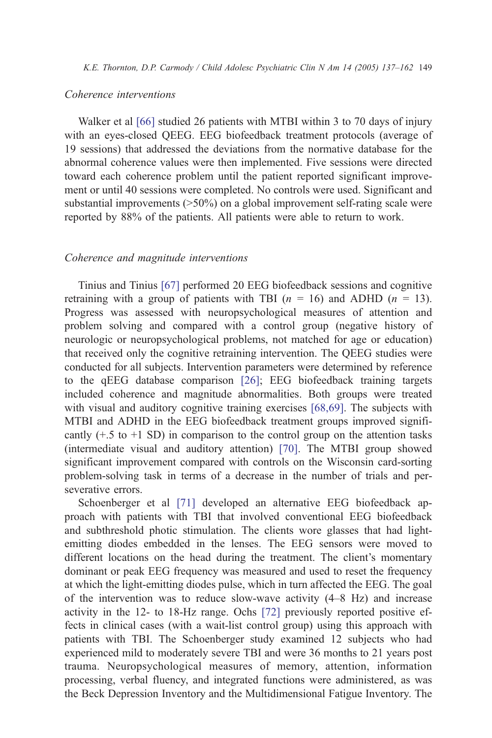### *Coherence interventions*

Walker et al [66] studied 26 patients with MTBI within 3 to 70 days of injury with an eyes-closed QEEG. EEG biofeedback treatment protocols (average of 19 sessions) that addressed the deviations from the normative database for the abnormal coherence values were then implemented. Five sessions were directed toward each coherence problem until the patient reported significant improvement or until 40 sessions were completed. No controls were used. Significant and substantial improvements (>50%) on a global improvement self-rating scale were reported by 88% of the patients. All patients were able to return to work.

### *Coherence and magnitude interventions*

Tinius and Tinius [67] performed 20 EEG biofeedback sessions and cognitive retraining with a group of patients with TBI ($n$ = 16) and ADHD ($n$ = 13). Progress was assessed with neuropsychological measures of attention and problem solving and compared with a control group (negative history of neurologic or neuropsychological problems, not matched for age or education) that received only the cognitive retraining intervention. The QEEG studies were conducted for all subjects. Intervention parameters were determined by reference to the qEEG database comparison [26]; EEG biofeedback training targets included coherence and magnitude abnormalities. Both groups were treated with visual and auditory cognitive training exercises [68,69]. The subjects with MTBI and ADHD in the EEG biofeedback treatment groups improved significantly (+.5 to +1 SD) in comparison to the control group on the attention tasks (intermediate visual and auditory attention) [70]. The MTBI group showed significant improvement compared with controls on the Wisconsin card-sorting problem-solving task in terms of a decrease in the number of trials and perseverative errors.

Schoenberger et al [71] developed an alternative EEG biofeedback approach with patients with TBI that involved conventional EEG biofeedback and subthreshold photic stimulation. The clients wore glasses that had light-emitting diodes embedded in the lenses. The EEG sensors were moved to different locations on the head during the treatment. The client's momentary dominant or peak EEG frequency was measured and used to reset the frequency at which the light-emitting diodes pulse, which in turn affected the EEG. The goal of the intervention was to reduce slow-wave activity (4–8 Hz) and increase activity in the 12- to 18-Hz range. Ochs [72] previously reported positive effects in clinical cases (with a wait-list control group) using this approach with patients with TBI. The Schoenberger study examined 12 subjects who had experienced mild to moderately severe TBI and were 36 months to 21 years post trauma. Neuropsychological measures of memory, attention, information processing, verbal fluency, and integrated functions were administered, as was the Beck Depression Inventory and the Multidimensional Fatigue Inventory. The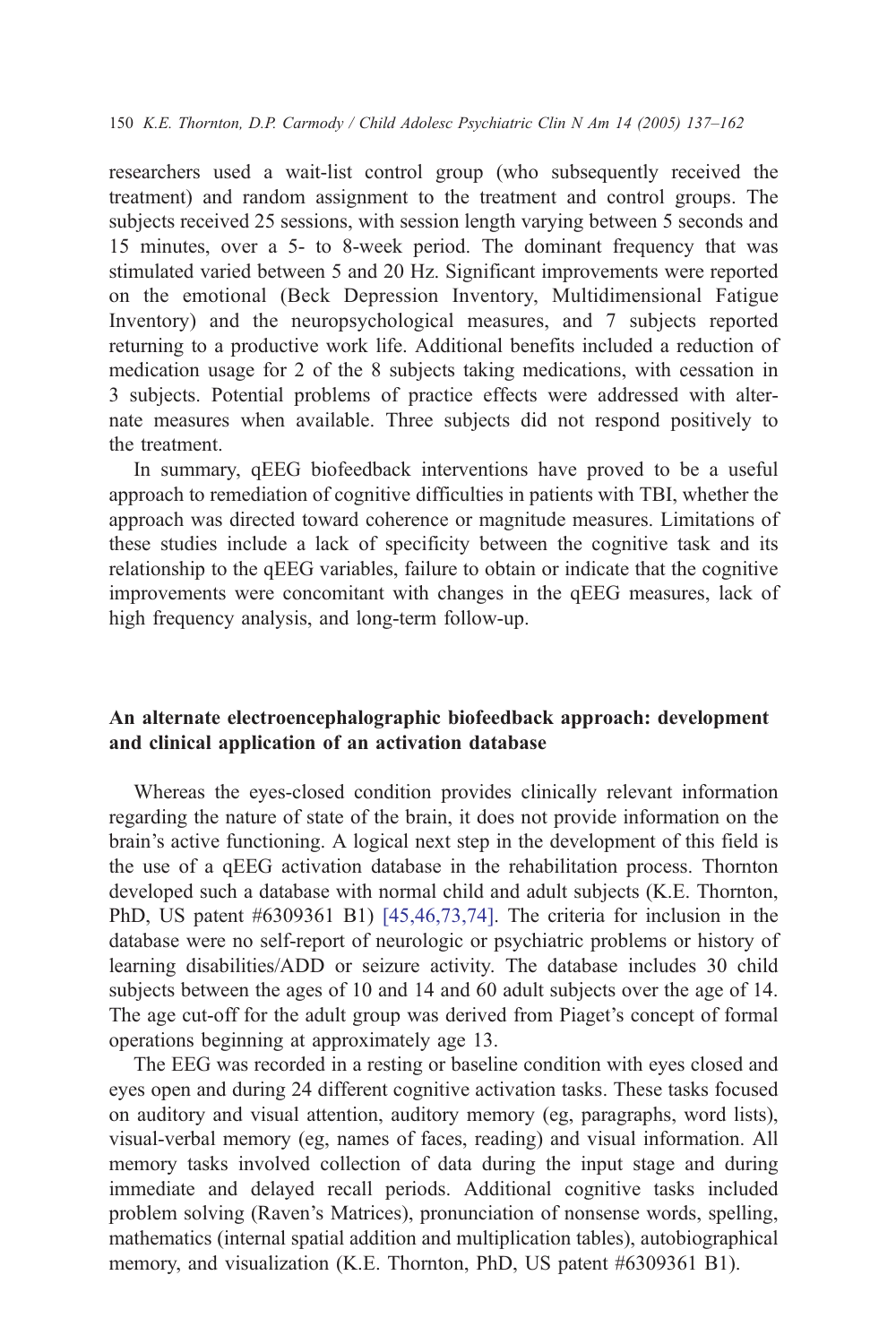researchers used a wait-list control group (who subsequently received the treatment) and random assignment to the treatment and control groups. The subjects received 25 sessions, with session length varying between 5 seconds and 15 minutes, over a 5- to 8-week period. The dominant frequency that was stimulated varied between 5 and 20 Hz. Significant improvements were reported on the emotional (Beck Depression Inventory, Multidimensional Fatigue Inventory) and the neuropsychological measures, and 7 subjects reported returning to a productive work life. Additional benefits included a reduction of medication usage for 2 of the 8 subjects taking medications, with cessation in 3 subjects. Potential problems of practice effects were addressed with alternate measures when available. Three subjects did not respond positively to the treatment.

In summary, qEEG biofeedback interventions have proved to be a useful approach to remediation of cognitive difficulties in patients with TBI, whether the approach was directed toward coherence or magnitude measures. Limitations of these studies include a lack of specificity between the cognitive task and its relationship to the qEEG variables, failure to obtain or indicate that the cognitive improvements were concomitant with changes in the qEEG measures, lack of high frequency analysis, and long-term follow-up.

## An alternate electroencephalographic biofeedback approach: development and clinical application of an activation database

Whereas the eyes-closed condition provides clinically relevant information regarding the nature of state of the brain, it does not provide information on the brain's active functioning. A logical next step in the development of this field is the use of a qEEG activation database in the rehabilitation process. Thornton developed such a database with normal child and adult subjects (K.E. Thornton, PhD, US patent #6309361 B1) [45,46,73,74]. The criteria for inclusion in the database were no self-report of neurologic or psychiatric problems or history of learning disabilities/ADD or seizure activity. The database includes 30 child subjects between the ages of 10 and 14 and 60 adult subjects over the age of 14. The age cut-off for the adult group was derived from Piaget's concept of formal operations beginning at approximately age 13.

The EEG was recorded in a resting or baseline condition with eyes closed and eyes open and during 24 different cognitive activation tasks. These tasks focused on auditory and visual attention, auditory memory (eg, paragraphs, word lists), visual-verbal memory (eg, names of faces, reading) and visual information. All memory tasks involved collection of data during the input stage and during immediate and delayed recall periods. Additional cognitive tasks included problem solving (Raven's Matrices), pronunciation of nonsense words, spelling, mathematics (internal spatial addition and multiplication tables), autobiographical memory, and visualization (K.E. Thornton, PhD, US patent #6309361 B1).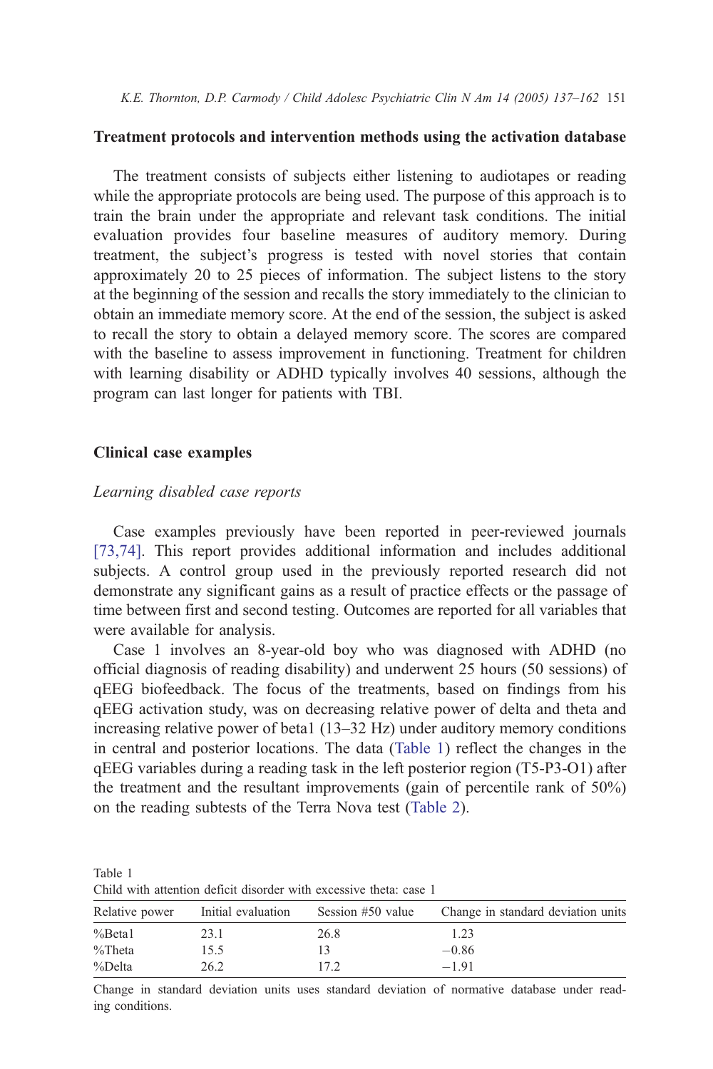## Treatment protocols and intervention methods using the activation database

The treatment consists of subjects either listening to audiotapes or reading while the appropriate protocols are being used. The purpose of this approach is to train the brain under the appropriate and relevant task conditions. The initial evaluation provides four baseline measures of auditory memory. During treatment, the subject's progress is tested with novel stories that contain approximately 20 to 25 pieces of information. The subject listens to the story at the beginning of the session and recalls the story immediately to the clinician to obtain an immediate memory score. At the end of the session, the subject is asked to recall the story to obtain a delayed memory score. The scores are compared with the baseline to assess improvement in functioning. Treatment for children with learning disability or ADHD typically involves 40 sessions, although the program can last longer for patients with TBI.

## Clinical case examples

### *Learning disabled case reports*

Case examples previously have been reported in peer-reviewed journals [73,74]. This report provides additional information and includes additional subjects. A control group used in the previously reported research did not demonstrate any significant gains as a result of practice effects or the passage of time between first and second testing. Outcomes are reported for all variables that were available for analysis.

Case 1 involves an 8-year-old boy who was diagnosed with ADHD (no official diagnosis of reading disability) and underwent 25 hours (50 sessions) of qEEG biofeedback. The focus of the treatments, based on findings from his qEEG activation study, was on decreasing relative power of delta and theta and increasing relative power of beta1 (13–32 Hz) under auditory memory conditions in central and posterior locations. The data (Table 1) reflect the changes in the qEEG variables during a reading task in the left posterior region (T5-P3-O1) after the treatment and the resultant improvements (gain of percentile rank of 50%) on the reading subtests of the Terra Nova test (Table 2).

Table 1
Child with attention deficit disorder with excessive theta: case 1

| Relative power | Initial evaluation | Session #50 value | Change in standard deviation units |
|---|---|---|---|
| %Beta1 | 23.1 | 26.8 | 1.23 |
| %Theta | 15.5 | 13 | −0.86 |
| %Delta | 26.2 | 17.2 | −1.91 |

Change in standard deviation units uses standard deviation of normative database under reading conditions.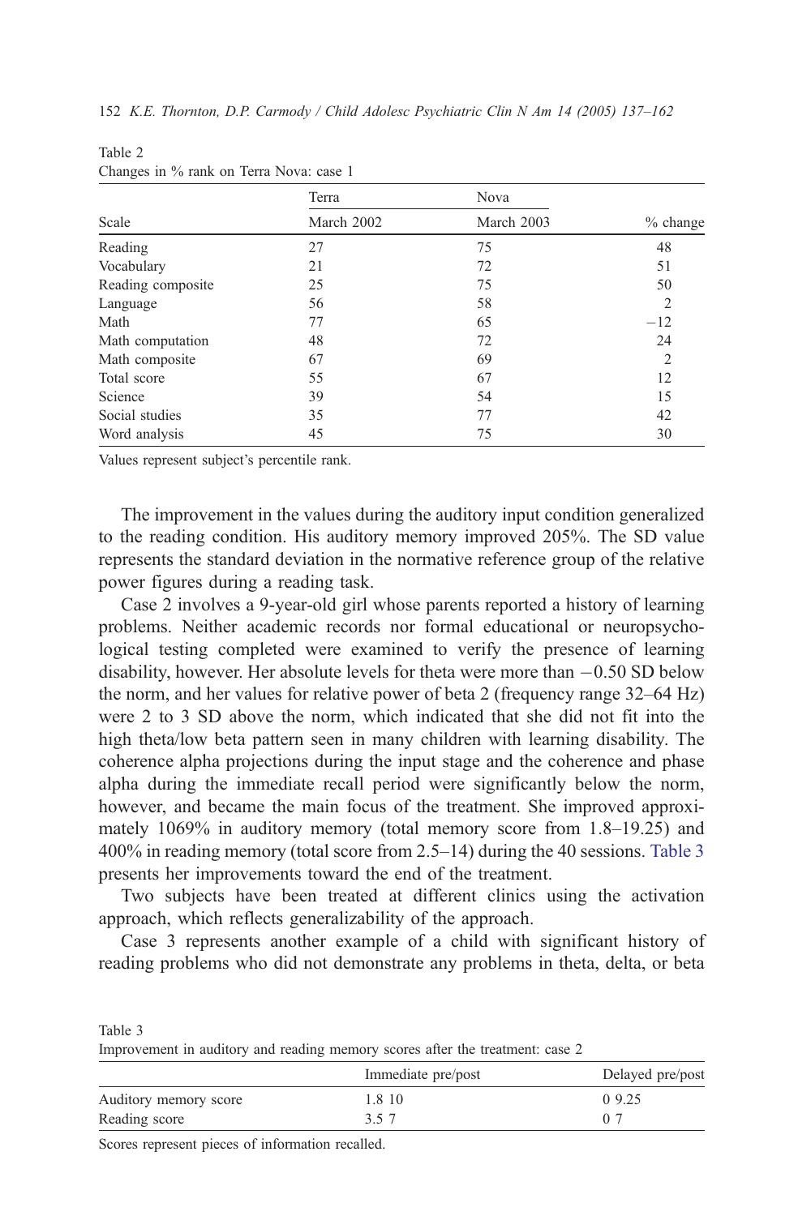Table 2
Changes in % rank on Terra Nova: case 1

| Scale | Terra Nova | | |
|---|---|---|---|
| | March 2002 | March 2003 | % change |
| Reading | 27 | 75 | 48 |
| Vocabulary | 21 | 72 | 51 |
| Reading composite | 25 | 75 | 50 |
| Language | 56 | 58 | 2 |
| Math | 77 | 65 | −12 |
| Math computation | 48 | 72 | 24 |
| Math composite | 67 | 69 | 2 |
| Total score | 55 | 67 | 12 |
| Science | 39 | 54 | 15 |
| Social studies | 35 | 77 | 42 |
| Word analysis | 45 | 75 | 30 |

Values represent subject's percentile rank.

The improvement in the values during the auditory input condition generalized to the reading condition. His auditory memory improved 205%. The SD value represents the standard deviation in the normative reference group of the relative power figures during a reading task.

Case 2 involves a 9-year-old girl whose parents reported a history of learning problems. Neither academic records nor formal educational or neuropsychological testing completed were examined to verify the presence of learning disability, however. Her absolute levels for theta were more than −0.50 SD below the norm, and her values for relative power of beta 2 (frequency range 32–64 Hz) were 2 to 3 SD above the norm, which indicated that she did not fit into the high theta/low beta pattern seen in many children with learning disability. The coherence alpha projections during the input stage and the coherence and phase alpha during the immediate recall period were significantly below the norm, however, and became the main focus of the treatment. She improved approximately 1069% in auditory memory (total memory score from 1.8–19.25) and 400% in reading memory (total score from 2.5–14) during the 40 sessions. Table 3 presents her improvements toward the end of the treatment.

Two subjects have been treated at different clinics using the activation approach, which reflects generalizability of the approach.

Case 3 represents another example of a child with significant history of reading problems who did not demonstrate any problems in theta, delta, or beta

Table 3
Improvement in auditory and reading memory scores after the treatment: case 2

| | Immediate pre/post | Delayed pre/post |
|---|---|---|
| Auditory memory score | 1.8 10 | 0 9.25 |
| Reading score | 3.5 7 | 0 7 |

Scores represent pieces of information recalled.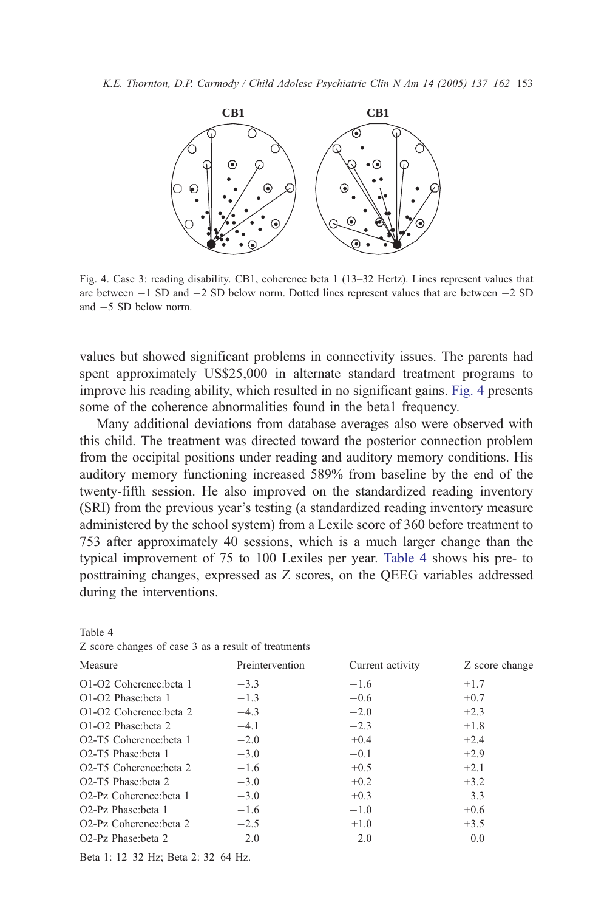Fig. 4. Case 3: reading disability. CB1, coherence beta 1 (13–32 Hertz). Lines represent values that are between −1 SD and −2 SD below norm. Dotted lines represent values that are between −2 SD and −5 SD below norm.

values but showed significant problems in connectivity issues. The parents had spent approximately US$25,000 in alternate standard treatment programs to improve his reading ability, which resulted in no significant gains. Fig. 4 presents some of the coherence abnormalities found in the beta1 frequency.

Many additional deviations from database averages also were observed with this child. The treatment was directed toward the posterior connection problem from the occipital positions under reading and auditory memory conditions. His auditory memory functioning increased 589% from baseline by the end of the twenty-fifth session. He also improved on the standardized reading inventory (SRI) from the previous year's testing (a standardized reading inventory measure administered by the school system) from a Lexile score of 360 before treatment to 753 after approximately 40 sessions, which is a much larger change than the typical improvement of 75 to 100 Lexiles per year. Table 4 shows his pre- to posttraining changes, expressed as Z scores, on the QEEG variables addressed during the interventions.

Table 4
Z score changes of case 3 as a result of treatments

| Measure | Preintervention | Current activity | Z score change |
|---|---|---|---|
| O1-O2 Coherence:beta 1 | −3.3 | −1.6 | +1.7 |
| O1-O2 Phase:beta 1 | −1.3 | −0.6 | +0.7 |
| O1-O2 Coherence:beta 2 | −4.3 | −2.0 | +2.3 |
| O1-O2 Phase:beta 2 | −4.1 | −2.3 | +1.8 |
| O2-T5 Coherence:beta 1 | −2.0 | +0.4 | +2.4 |
| O2-T5 Phase:beta 1 | −3.0 | −0.1 | +2.9 |
| O2-T5 Coherence:beta 2 | −1.6 | +0.5 | +2.1 |
| O2-T5 Phase:beta 2 | −3.0 | +0.2 | +3.2 |
| O2-Pz Coherence:beta 1 | −3.0 | +0.3 | 3.3 |
| O2-Pz Phase:beta 1 | −1.6 | −1.0 | +0.6 |
| O2-Pz Coherence:beta 2 | −2.5 | +1.0 | +3.5 |
| O2-Pz Phase:beta 2 | −2.0 | −2.0 | 0.0 |

Beta 1: 12–32 Hz; Beta 2: 32–64 Hz.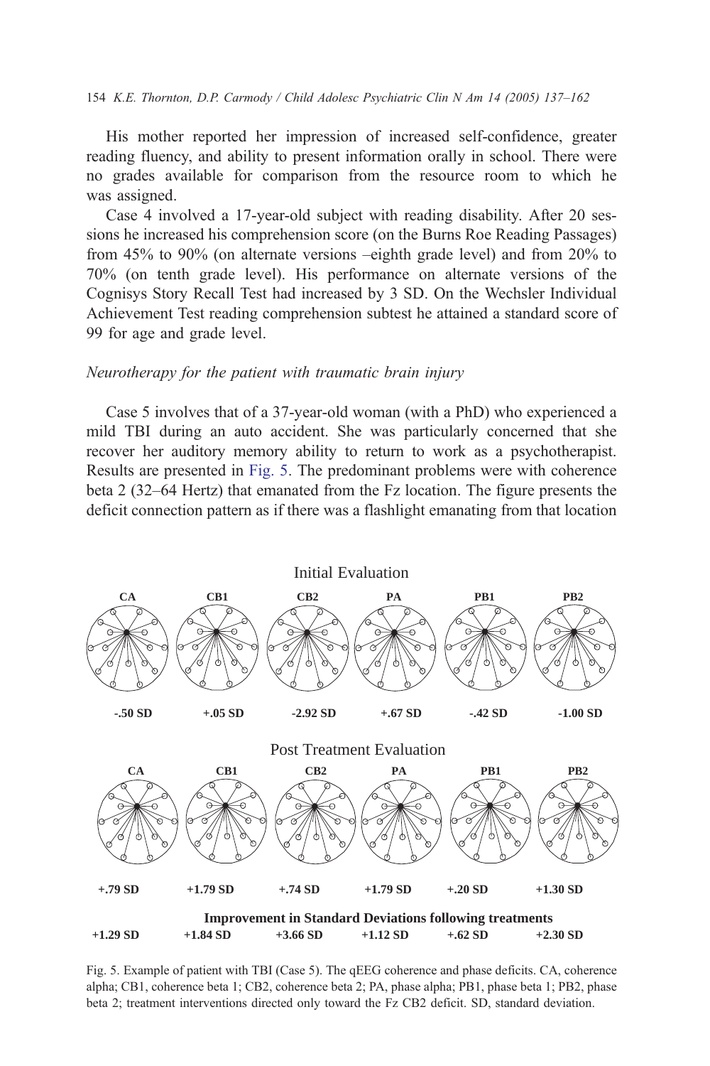His mother reported her impression of increased self-confidence, greater reading fluency, and ability to present information orally in school. There were no grades available for comparison from the resource room to which he was assigned.

Case 4 involved a 17-year-old subject with reading disability. After 20 sessions he increased his comprehension score (on the Burns Roe Reading Passages) from 45% to 90% (on alternate versions –eighth grade level) and from 20% to 70% (on tenth grade level). His performance on alternate versions of the Cognisys Story Recall Test had increased by 3 SD. On the Wechsler Individual Achievement Test reading comprehension subtest he attained a standard score of 99 for age and grade level.

### *Neurotherapy for the patient with traumatic brain injury*

Case 5 involves that of a 37-year-old woman (with a PhD) who experienced a mild TBI during an auto accident. She was particularly concerned that she recover her auditory memory ability to return to work as a psychotherapist. Results are presented in Fig. 5. The predominant problems were with coherence beta 2 (32–64 Hertz) that emanated from the Fz location. The figure presents the deficit connection pattern as if there was a flashlight emanating from that location

Initial Evaluation

| CA | CB1 | CB2 | PA | PB1 | PB2 |
|---|---|---|---|---|---|
| -.50 SD | +.05 SD | -2.92 SD | +.67 SD | -.42 SD | -1.00 SD |

Post Treatment Evaluation

| CA | CB1 | CB2 | PA | PB1 | PB2 |
|---|---|---|---|---|---|
| +.79 SD | +1.79 SD | +.74 SD | +1.79 SD | +.20 SD | +1.30 SD |

**Improvement in Standard Deviations following treatments**

| CA | CB1 | CB2 | PA | PB1 | PB2 |
|---|---|---|---|---|---|
| +1.29 SD | +1.84 SD | +3.66 SD | +1.12 SD | +.62 SD | +2.30 SD |

Fig. 5. Example of patient with TBI (Case 5). The qEEG coherence and phase deficits. CA, coherence alpha; CB1, coherence beta 1; CB2, coherence beta 2; PA, phase alpha; PB1, phase beta 1; PB2, phase beta 2; treatment interventions directed only toward the Fz CB2 deficit. SD, standard deviation.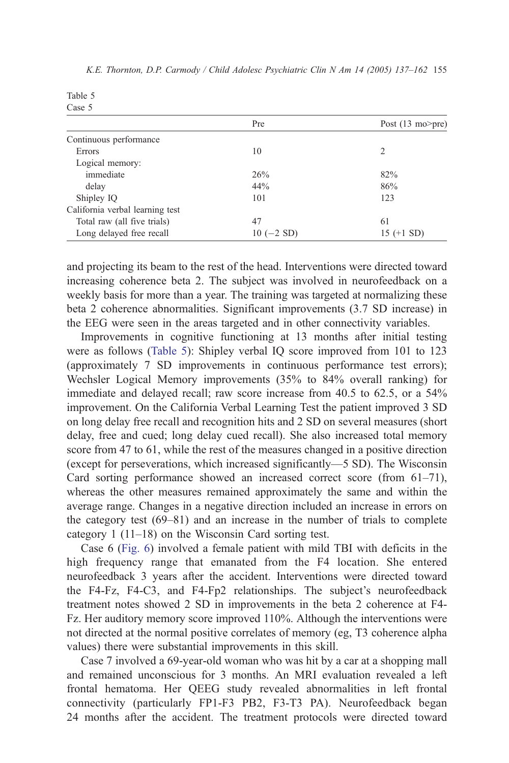Table 5
Case 5

| | Pre | Post (13 mo>pre) |
|---|---|---|
| Continuous performance | | |
| Errors | 10 | 2 |
| Logical memory: | | |
| immediate | 26% | 82% |
| delay | 44% | 86% |
| Shipley IQ | 101 | 123 |
| California verbal learning test | | |
| Total raw (all five trials) | 47 | 61 |
| Long delayed free recall | 10 (−2 SD) | 15 (+1 SD) |

and projecting its beam to the rest of the head. Interventions were directed toward increasing coherence beta 2. The subject was involved in neurofeedback on a weekly basis for more than a year. The training was targeted at normalizing these beta 2 coherence abnormalities. Significant improvements (3.7 SD increase) in the EEG were seen in the areas targeted and in other connectivity variables.

Improvements in cognitive functioning at 13 months after initial testing were as follows (Table 5): Shipley verbal IQ score improved from 101 to 123 (approximately 7 SD improvements in continuous performance test errors); Wechsler Logical Memory improvements (35% to 84% overall ranking) for immediate and delayed recall; raw score increase from 40.5 to 62.5, or a 54% improvement. On the California Verbal Learning Test the patient improved 3 SD on long delay free recall and recognition hits and 2 SD on several measures (short delay, free and cued; long delay cued recall). She also increased total memory score from 47 to 61, while the rest of the measures changed in a positive direction (except for perseverations, which increased significantly—5 SD). The Wisconsin Card sorting performance showed an increased correct score (from 61–71), whereas the other measures remained approximately the same and within the average range. Changes in a negative direction included an increase in errors on the category test (69–81) and an increase in the number of trials to complete category 1 (11–18) on the Wisconsin Card sorting test.

Case 6 (Fig. 6) involved a female patient with mild TBI with deficits in the high frequency range that emanated from the F4 location. She entered neurofeedback 3 years after the accident. Interventions were directed toward the F4-Fz, F4-C3, and F4-Fp2 relationships. The subject's neurofeedback treatment notes showed 2 SD in improvements in the beta 2 coherence at F4-Fz. Her auditory memory score improved 110%. Although the interventions were not directed at the normal positive correlates of memory (eg, T3 coherence alpha values) there were substantial improvements in this skill.

Case 7 involved a 69-year-old woman who was hit by a car at a shopping mall and remained unconscious for 3 months. An MRI evaluation revealed a left frontal hematoma. Her QEEG study revealed abnormalities in left frontal connectivity (particularly FP1-F3 PB2, F3-T3 PA). Neurofeedback began 24 months after the accident. The treatment protocols were directed toward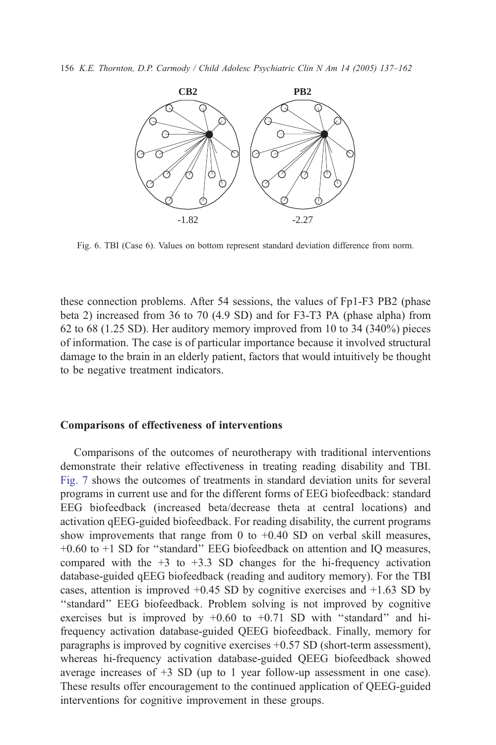CB2 PB2

-1.82 -2.27

Fig. 6. TBI (Case 6). Values on bottom represent standard deviation difference from norm.

these connection problems. After 54 sessions, the values of Fp1-F3 PB2 (phase beta 2) increased from 36 to 70 (4.9 SD) and for F3-T3 PA (phase alpha) from 62 to 68 (1.25 SD). Her auditory memory improved from 10 to 34 (340%) pieces of information. The case is of particular importance because it involved structural damage to the brain in an elderly patient, factors that would intuitively be thought to be negative treatment indicators.

## Comparisons of effectiveness of interventions

Comparisons of the outcomes of neurotherapy with traditional interventions demonstrate their relative effectiveness in treating reading disability and TBI. Fig. 7 shows the outcomes of treatments in standard deviation units for several programs in current use and for the different forms of EEG biofeedback: standard EEG biofeedback (increased beta/decrease theta at central locations) and activation qEEG-guided biofeedback. For reading disability, the current programs show improvements that range from 0 to +0.40 SD on verbal skill measures, +0.60 to +1 SD for ''standard'' EEG biofeedback on attention and IQ measures, compared with the +3 to +3.3 SD changes for the hi-frequency activation database-guided qEEG biofeedback (reading and auditory memory). For the TBI cases, attention is improved +0.45 SD by cognitive exercises and +1.63 SD by ''standard'' EEG biofeedback. Problem solving is not improved by cognitive exercises but is improved by +0.60 to +0.71 SD with ''standard'' and hi-frequency activation database-guided QEEG biofeedback. Finally, memory for paragraphs is improved by cognitive exercises +0.57 SD (short-term assessment), whereas hi-frequency activation database-guided QEEG biofeedback showed average increases of +3 SD (up to 1 year follow-up assessment in one case). These results offer encouragement to the continued application of QEEG-guided interventions for cognitive improvement in these groups.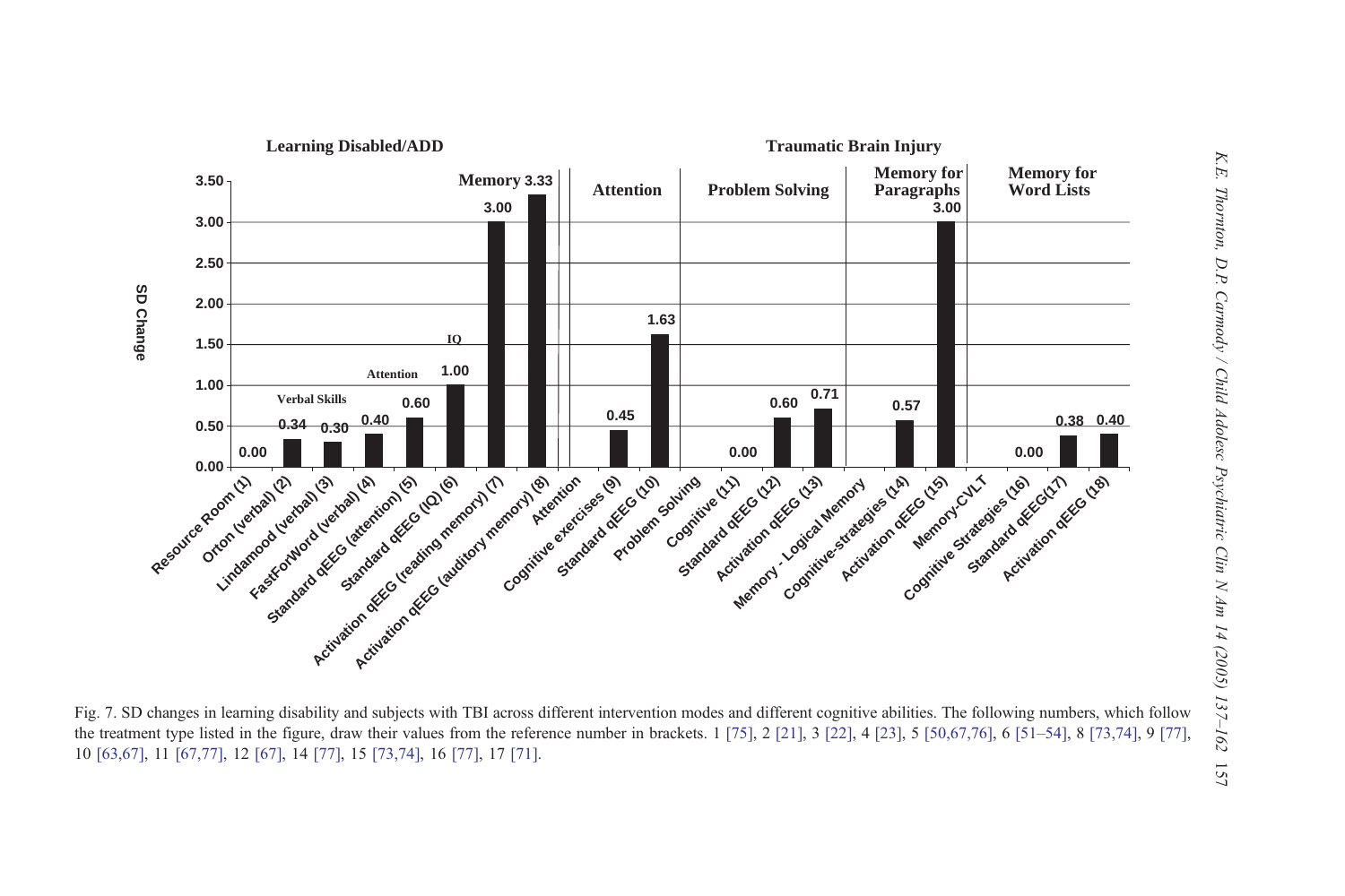| Group | Ability | Treatment | SD Change |
|---|---|---|---|
| Learning Disabled/ADD | | Resource Room (1) | 0.00 |
| | Verbal Skills | Orton (verbal) (2) | 0.34 |
| | Verbal Skills | Lindamood (verbal) (3) | 0.30 |
| | Verbal Skills | FastForWord (verbal) (4) | 0.40 |
| | Attention | Standard qEEG (attention) (5) | 0.60 |
| | IQ | Standard qEEG (IQ) (6) | 1.00 |
| | Memory | Activation qEEG (reading memory) (7) | 3.00 |
| | Memory | Activation qEEG (auditory memory) (8) | 3.33 |
| Traumatic Brain Injury | Attention | Cognitive exercises (9) | 0.45 |
| | Attention | Standard qEEG (10) | 1.63 |
| | Problem Solving | Cognitive (11) | 0.00 |
| | Problem Solving | Standard qEEG (12) | 0.60 |
| | Problem Solving | Activation qEEG (13) | 0.71 |
| | Memory for Paragraphs (Memory - Logical Memory) | Cognitive-strategies (14) | 0.57 |
| | Memory for Paragraphs (Memory - Logical Memory) | Activation qEEG (15) | 3.00 |
| | Memory for Word Lists (Memory-CVLT) | Cognitive Strategies (16) | 0.00 |
| | Memory for Word Lists (Memory-CVLT) | Standard qEEG (17) | 0.38 |
| | Memory for Word Lists (Memory-CVLT) | Activation qEEG (18) | 0.40 |

Fig. 7. SD changes in learning disability and subjects with TBI across different intervention modes and different cognitive abilities. The following numbers, which follow the treatment type listed in the figure, draw their values from the reference number in brackets. 1 [75], 2 [21], 3 [22], 4 [23], 5 [50,67,76], 6 [51–54], 8 [73,74], 9 [77], 10 [63,67], 11 [67,77], 12 [67], 14 [77], 15 [73,74], 16 [77], 17 [71].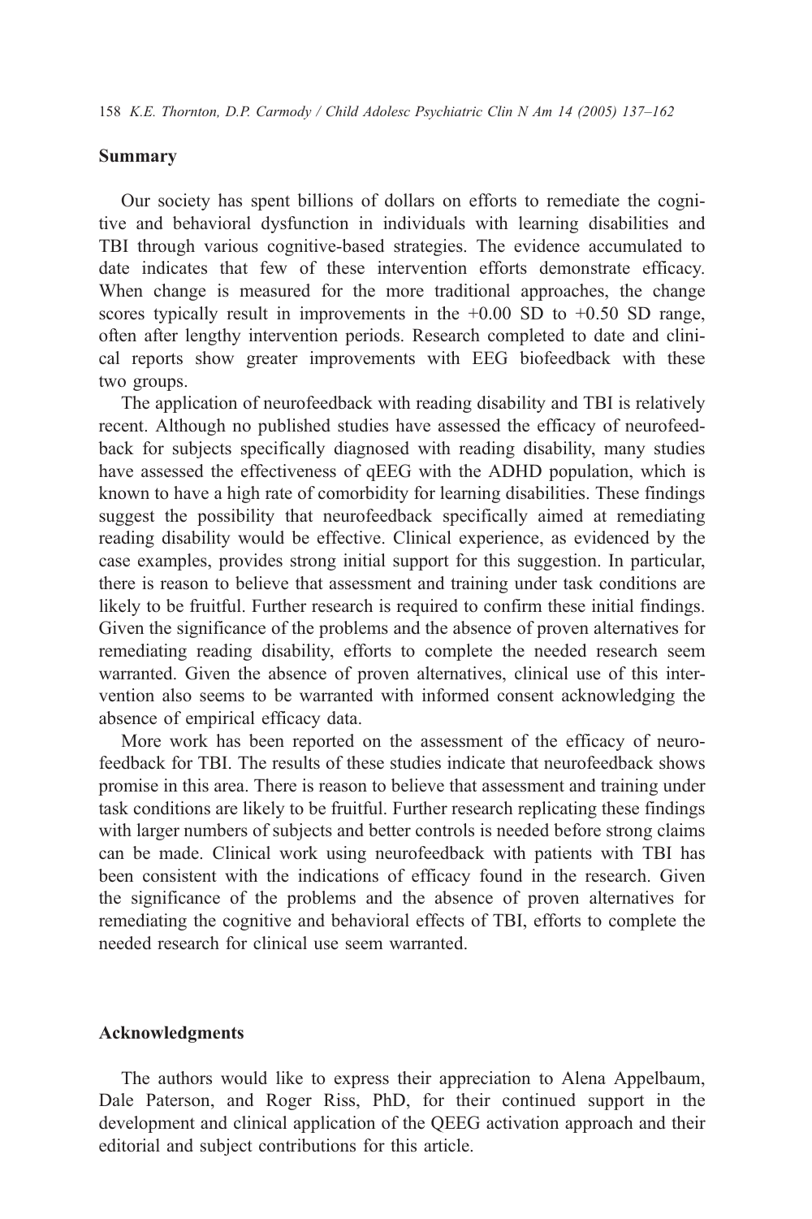## Summary

Our society has spent billions of dollars on efforts to remediate the cognitive and behavioral dysfunction in individuals with learning disabilities and TBI through various cognitive-based strategies. The evidence accumulated to date indicates that few of these intervention efforts demonstrate efficacy. When change is measured for the more traditional approaches, the change scores typically result in improvements in the +0.00 SD to +0.50 SD range, often after lengthy intervention periods. Research completed to date and clinical reports show greater improvements with EEG biofeedback with these two groups.

The application of neurofeedback with reading disability and TBI is relatively recent. Although no published studies have assessed the efficacy of neurofeedback for subjects specifically diagnosed with reading disability, many studies have assessed the effectiveness of qEEG with the ADHD population, which is known to have a high rate of comorbidity for learning disabilities. These findings suggest the possibility that neurofeedback specifically aimed at remediating reading disability would be effective. Clinical experience, as evidenced by the case examples, provides strong initial support for this suggestion. In particular, there is reason to believe that assessment and training under task conditions are likely to be fruitful. Further research is required to confirm these initial findings. Given the significance of the problems and the absence of proven alternatives for remediating reading disability, efforts to complete the needed research seem warranted. Given the absence of proven alternatives, clinical use of this intervention also seems to be warranted with informed consent acknowledging the absence of empirical efficacy data.

More work has been reported on the assessment of the efficacy of neurofeedback for TBI. The results of these studies indicate that neurofeedback shows promise in this area. There is reason to believe that assessment and training under task conditions are likely to be fruitful. Further research replicating these findings with larger numbers of subjects and better controls is needed before strong claims can be made. Clinical work using neurofeedback with patients with TBI has been consistent with the indications of efficacy found in the research. Given the significance of the problems and the absence of proven alternatives for remediating the cognitive and behavioral effects of TBI, efforts to complete the needed research for clinical use seem warranted.

## Acknowledgments

The authors would like to express their appreciation to Alena Appelbaum, Dale Paterson, and Roger Riss, PhD, for their continued support in the development and clinical application of the QEEG activation approach and their editorial and subject contributions for this article.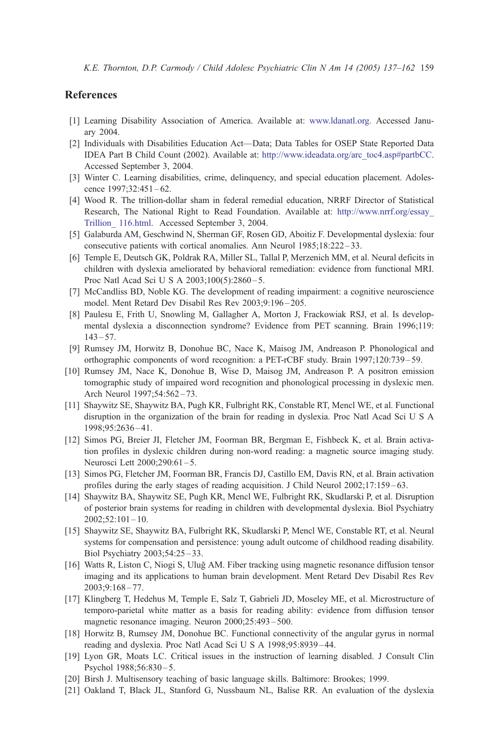## References

[1] Learning Disability Association of America. Available at: www.ldanatl.org. Accessed January 2004.

[2] Individuals with Disabilities Education Act—Data; Data Tables for OSEP State Reported Data IDEA Part B Child Count (2002). Available at: http://www.ideadata.org/arc_toc4.asp#partbCC. Accessed September 3, 2004.

[3] Winter C. Learning disabilities, crime, delinquency, and special education placement. Adolescence 1997;32:451–62.

[4] Wood R. The trillion-dollar sham in federal remedial education, NRRF Director of Statistical Research, The National Right to Read Foundation. Available at: http://www.nrrf.org/essay_Trillion_ 116.html. Accessed September 3, 2004.

[5] Galaburda AM, Geschwind N, Sherman GF, Rosen GD, Aboitiz F. Developmental dyslexia: four consecutive patients with cortical anomalies. Ann Neurol 1985;18:222–33.

[6] Temple E, Deutsch GK, Poldrak RA, Miller SL, Tallal P, Merzenich MM, et al. Neural deficits in children with dyslexia ameliorated by behavioral remediation: evidence from functional MRI. Proc Natl Acad Sci U S A 2003;100(5):2860–5.

[7] McCandliss BD, Noble KG. The development of reading impairment: a cognitive neuroscience model. Ment Retard Dev Disabil Res Rev 2003;9:196–205.

[8] Paulesu E, Frith U, Snowling M, Gallagher A, Morton J, Frackowiak RSJ, et al. Is developmental dyslexia a disconnection syndrome? Evidence from PET scanning. Brain 1996;119: 143–57.

[9] Rumsey JM, Horwitz B, Donohue BC, Nace K, Maisog JM, Andreason P. Phonological and orthographic components of word recognition: a PET-rCBF study. Brain 1997;120:739–59.

[10] Rumsey JM, Nace K, Donohue B, Wise D, Maisog JM, Andreason P. A positron emission tomographic study of impaired word recognition and phonological processing in dyslexic men. Arch Neurol 1997;54:562–73.

[11] Shaywitz SE, Shaywitz BA, Pugh KR, Fulbright RK, Constable RT, Mencl WE, et al. Functional disruption in the organization of the brain for reading in dyslexia. Proc Natl Acad Sci U S A 1998;95:2636–41.

[12] Simos PG, Breier JI, Fletcher JM, Foorman BR, Bergman E, Fishbeck K, et al. Brain activation profiles in dyslexic children during non-word reading: a magnetic source imaging study. Neurosci Lett 2000;290:61–5.

[13] Simos PG, Fletcher JM, Foorman BR, Francis DJ, Castillo EM, Davis RN, et al. Brain activation profiles during the early stages of reading acquisition. J Child Neurol 2002;17:159–63.

[14] Shaywitz BA, Shaywitz SE, Pugh KR, Mencl WE, Fulbright RK, Skudlarski P, et al. Disruption of posterior brain systems for reading in children with developmental dyslexia. Biol Psychiatry 2002;52:101–10.

[15] Shaywitz SE, Shaywitz BA, Fulbright RK, Skudlarski P, Mencl WE, Constable RT, et al. Neural systems for compensation and persistence: young adult outcome of childhood reading disability. Biol Psychiatry 2003;54:25–33.

[16] Watts R, Liston C, Niogi S, Uluğ AM. Fiber tracking using magnetic resonance diffusion tensor imaging and its applications to human brain development. Ment Retard Dev Disabil Res Rev 2003;9:168–77.

[17] Klingberg T, Hedehus M, Temple E, Salz T, Gabrieli JD, Moseley ME, et al. Microstructure of temporo-parietal white matter as a basis for reading ability: evidence from diffusion tensor magnetic resonance imaging. Neuron 2000;25:493–500.

[18] Horwitz B, Rumsey JM, Donohue BC. Functional connectivity of the angular gyrus in normal reading and dyslexia. Proc Natl Acad Sci U S A 1998;95:8939–44.

[19] Lyon GR, Moats LC. Critical issues in the instruction of learning disabled. J Consult Clin Psychol 1988;56:830–5.

[20] Birsh J. Multisensory teaching of basic language skills. Baltimore: Brookes; 1999.

[21] Oakland T, Black JL, Stanford G, Nussbaum NL, Balise RR. An evaluation of the dyslexia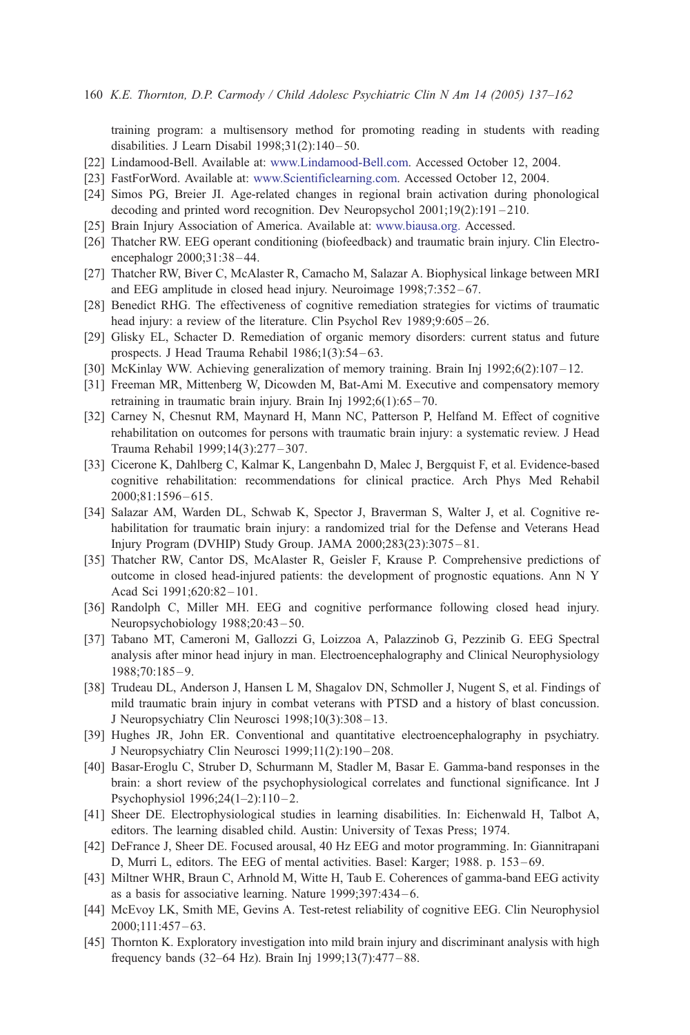training program: a multisensory method for promoting reading in students with reading disabilities. J Learn Disabil 1998;31(2):140–50.

[22] Lindamood-Bell. Available at: www.Lindamood-Bell.com. Accessed October 12, 2004.

[23] FastForWord. Available at: www.Scientificlearning.com. Accessed October 12, 2004.

[24] Simos PG, Breier JI. Age-related changes in regional brain activation during phonological decoding and printed word recognition. Dev Neuropsychol 2001;19(2):191–210.

[25] Brain Injury Association of America. Available at: www.biausa.org. Accessed.

[26] Thatcher RW. EEG operant conditioning (biofeedback) and traumatic brain injury. Clin Electroencephalogr 2000;31:38–44.

[27] Thatcher RW, Biver C, McAlaster R, Camacho M, Salazar A. Biophysical linkage between MRI and EEG amplitude in closed head injury. Neuroimage 1998;7:352–67.

[28] Benedict RHG. The effectiveness of cognitive remediation strategies for victims of traumatic head injury: a review of the literature. Clin Psychol Rev 1989;9:605–26.

[29] Glisky EL, Schacter D. Remediation of organic memory disorders: current status and future prospects. J Head Trauma Rehabil 1986;1(3):54–63.

[30] McKinlay WW. Achieving generalization of memory training. Brain Inj 1992;6(2):107–12.

[31] Freeman MR, Mittenberg W, Dicowden M, Bat-Ami M. Executive and compensatory memory retraining in traumatic brain injury. Brain Inj 1992;6(1):65–70.

[32] Carney N, Chesnut RM, Maynard H, Mann NC, Patterson P, Helfand M. Effect of cognitive rehabilitation on outcomes for persons with traumatic brain injury: a systematic review. J Head Trauma Rehabil 1999;14(3):277–307.

[33] Cicerone K, Dahlberg C, Kalmar K, Langenbahn D, Malec J, Bergquist F, et al. Evidence-based cognitive rehabilitation: recommendations for clinical practice. Arch Phys Med Rehabil 2000;81:1596–615.

[34] Salazar AM, Warden DL, Schwab K, Spector J, Braverman S, Walter J, et al. Cognitive rehabilitation for traumatic brain injury: a randomized trial for the Defense and Veterans Head Injury Program (DVHIP) Study Group. JAMA 2000;283(23):3075–81.

[35] Thatcher RW, Cantor DS, McAlaster R, Geisler F, Krause P. Comprehensive predictions of outcome in closed head-injured patients: the development of prognostic equations. Ann N Y Acad Sci 1991;620:82–101.

[36] Randolph C, Miller MH. EEG and cognitive performance following closed head injury. Neuropsychobiology 1988;20:43–50.

[37] Tabano MT, Cameroni M, Gallozzi G, Loizzoa A, Palazzinob G, Pezzinib G. EEG Spectral analysis after minor head injury in man. Electroencephalography and Clinical Neurophysiology 1988;70:185–9.

[38] Trudeau DL, Anderson J, Hansen L M, Shagalov DN, Schmoller J, Nugent S, et al. Findings of mild traumatic brain injury in combat veterans with PTSD and a history of blast concussion. J Neuropsychiatry Clin Neurosci 1998;10(3):308–13.

[39] Hughes JR, John ER. Conventional and quantitative electroencephalography in psychiatry. J Neuropsychiatry Clin Neurosci 1999;11(2):190–208.

[40] Basar-Eroglu C, Struber D, Schurmann M, Stadler M, Basar E. Gamma-band responses in the brain: a short review of the psychophysiological correlates and functional significance. Int J Psychophysiol 1996;24(1–2):110–2.

[41] Sheer DE. Electrophysiological studies in learning disabilities. In: Eichenwald H, Talbot A, editors. The learning disabled child. Austin: University of Texas Press; 1974.

[42] DeFrance J, Sheer DE. Focused arousal, 40 Hz EEG and motor programming. In: Giannitrapani D, Murri L, editors. The EEG of mental activities. Basel: Karger; 1988. p. 153–69.

[43] Miltner WHR, Braun C, Arnhold M, Witte H, Taub E. Coherences of gamma-band EEG activity as a basis for associative learning. Nature 1999;397:434–6.

[44] McEvoy LK, Smith ME, Gevins A. Test-retest reliability of cognitive EEG. Clin Neurophysiol 2000;111:457–63.

[45] Thornton K. Exploratory investigation into mild brain injury and discriminant analysis with high frequency bands (32–64 Hz). Brain Inj 1999;13(7):477–88.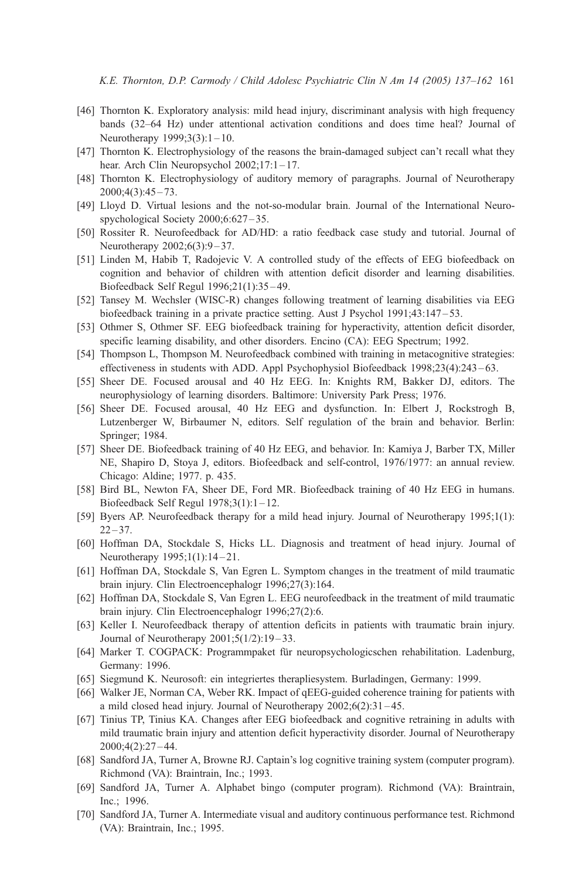[46] Thornton K. Exploratory analysis: mild head injury, discriminant analysis with high frequency bands (32–64 Hz) under attentional activation conditions and does time heal? Journal of Neurotherapy 1999;3(3):1–10.

[47] Thornton K. Electrophysiology of the reasons the brain-damaged subject can't recall what they hear. Arch Clin Neuropsychol 2002;17:1–17.

[48] Thornton K. Electrophysiology of auditory memory of paragraphs. Journal of Neurotherapy 2000;4(3):45–73.

[49] Lloyd D. Virtual lesions and the not-so-modular brain. Journal of the International Neuropsychological Society 2000;6:627–35.

[50] Rossiter R. Neurofeedback for AD/HD: a ratio feedback case study and tutorial. Journal of Neurotherapy 2002;6(3):9–37.

[51] Linden M, Habib T, Radojevic V. A controlled study of the effects of EEG biofeedback on cognition and behavior of children with attention deficit disorder and learning disabilities. Biofeedback Self Regul 1996;21(1):35–49.

[52] Tansey M. Wechsler (WISC-R) changes following treatment of learning disabilities via EEG biofeedback training in a private practice setting. Aust J Psychol 1991;43:147–53.

[53] Othmer S, Othmer SF. EEG biofeedback training for hyperactivity, attention deficit disorder, specific learning disability, and other disorders. Encino (CA): EEG Spectrum; 1992.

[54] Thompson L, Thompson M. Neurofeedback combined with training in metacognitive strategies: effectiveness in students with ADD. Appl Psychophysiol Biofeedback 1998;23(4):243–63.

[55] Sheer DE. Focused arousal and 40 Hz EEG. In: Knights RM, Bakker DJ, editors. The neurophysiology of learning disorders. Baltimore: University Park Press; 1976.

[56] Sheer DE. Focused arousal, 40 Hz EEG and dysfunction. In: Elbert J, Rockstrogh B, Lutzenberger W, Birbaumer N, editors. Self regulation of the brain and behavior. Berlin: Springer; 1984.

[57] Sheer DE. Biofeedback training of 40 Hz EEG, and behavior. In: Kamiya J, Barber TX, Miller NE, Shapiro D, Stoya J, editors. Biofeedback and self-control, 1976/1977: an annual review. Chicago: Aldine; 1977. p. 435.

[58] Bird BL, Newton FA, Sheer DE, Ford MR. Biofeedback training of 40 Hz EEG in humans. Biofeedback Self Regul 1978;3(1):1–12.

[59] Byers AP. Neurofeedback therapy for a mild head injury. Journal of Neurotherapy 1995;1(1): 22–37.

[60] Hoffman DA, Stockdale S, Hicks LL. Diagnosis and treatment of head injury. Journal of Neurotherapy 1995;1(1):14–21.

[61] Hoffman DA, Stockdale S, Van Egren L. Symptom changes in the treatment of mild traumatic brain injury. Clin Electroencephalogr 1996;27(3):164.

[62] Hoffman DA, Stockdale S, Van Egren L. EEG neurofeedback in the treatment of mild traumatic brain injury. Clin Electroencephalogr 1996;27(2):6.

[63] Keller I. Neurofeedback therapy of attention deficits in patients with traumatic brain injury. Journal of Neurotherapy 2001;5(1/2):19–33.

[64] Marker T. COGPACK: Programmpaket für neuropsychologicschen rehabilitation. Ladenburg, Germany: 1996.

[65] Siegmund K. Neurosoft: ein integriertes therapliesystem. Burladingen, Germany: 1999.

[66] Walker JE, Norman CA, Weber RK. Impact of qEEG-guided coherence training for patients with a mild closed head injury. Journal of Neurotherapy 2002;6(2):31–45.

[67] Tinius TP, Tinius KA. Changes after EEG biofeedback and cognitive retraining in adults with mild traumatic brain injury and attention deficit hyperactivity disorder. Journal of Neurotherapy 2000;4(2):27–44.

[68] Sandford JA, Turner A, Browne RJ. Captain's log cognitive training system (computer program). Richmond (VA): Braintrain, Inc.; 1993.

[69] Sandford JA, Turner A. Alphabet bingo (computer program). Richmond (VA): Braintrain, Inc.; 1996.

[70] Sandford JA, Turner A. Intermediate visual and auditory continuous performance test. Richmond (VA): Braintrain, Inc.; 1995.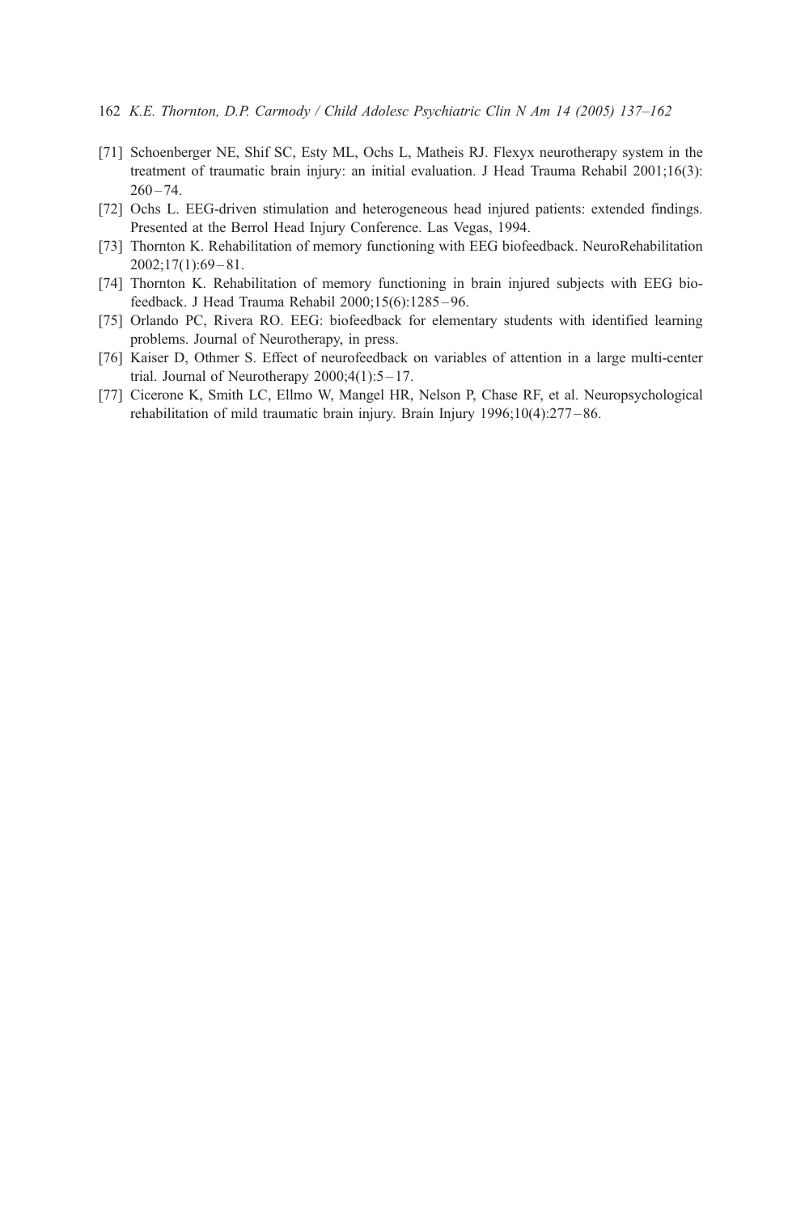[71] Schoenberger NE, Shif SC, Esty ML, Ochs L, Matheis RJ. Flexyx neurotherapy system in the treatment of traumatic brain injury: an initial evaluation. J Head Trauma Rehabil 2001;16(3): 260–74.

[72] Ochs L. EEG-driven stimulation and heterogeneous head injured patients: extended findings. Presented at the Berrol Head Injury Conference. Las Vegas, 1994.

[73] Thornton K. Rehabilitation of memory functioning with EEG biofeedback. NeuroRehabilitation 2002;17(1):69–81.

[74] Thornton K. Rehabilitation of memory functioning in brain injured subjects with EEG biofeedback. J Head Trauma Rehabil 2000;15(6):1285–96.

[75] Orlando PC, Rivera RO. EEG: biofeedback for elementary students with identified learning problems. Journal of Neurotherapy, in press.

[76] Kaiser D, Othmer S. Effect of neurofeedback on variables of attention in a large multi-center trial. Journal of Neurotherapy 2000;4(1):5–17.

[77] Cicerone K, Smith LC, Ellmo W, Mangel HR, Nelson P, Chase RF, et al. Neuropsychological rehabilitation of mild traumatic brain injury. Brain Injury 1996;10(4):277–86.